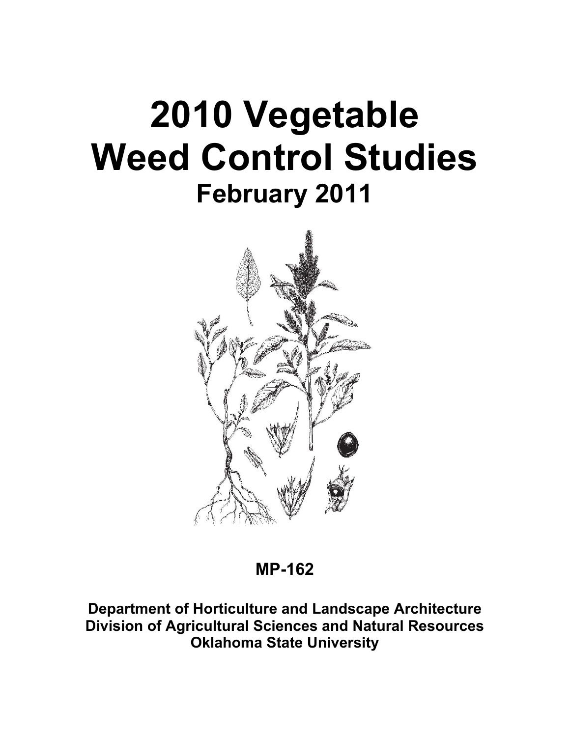# 2010 Vegetable Weed Control Studies

## February 2011

**MP-162**

**Department of Horticulture and Landscape Architecture**
**Division of Agricultural Sciences and Natural Resources**
**Oklahoma State University**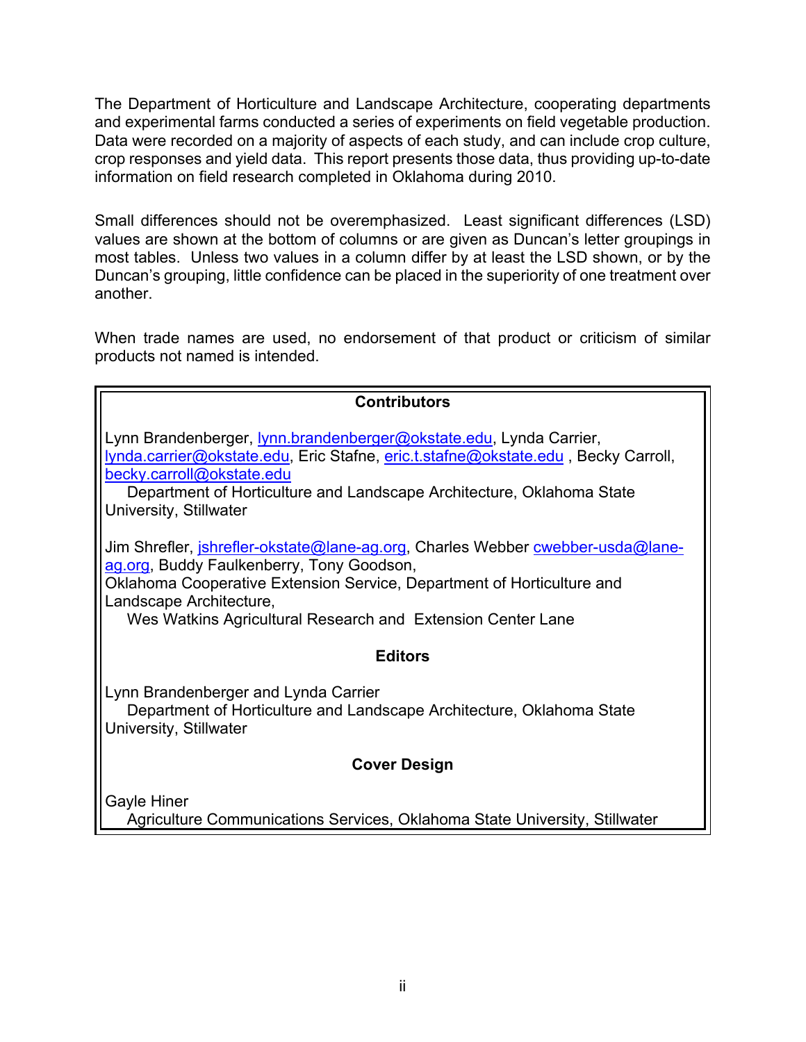The Department of Horticulture and Landscape Architecture, cooperating departments and experimental farms conducted a series of experiments on field vegetable production. Data were recorded on a majority of aspects of each study, and can include crop culture, crop responses and yield data. This report presents those data, thus providing up-to-date information on field research completed in Oklahoma during 2010.

Small differences should not be overemphasized. Least significant differences (LSD) values are shown at the bottom of columns or are given as Duncan's letter groupings in most tables. Unless two values in a column differ by at least the LSD shown, or by the Duncan's grouping, little confidence can be placed in the superiority of one treatment over another.

When trade names are used, no endorsement of that product or criticism of similar products not named is intended.

**Contributors**

Lynn Brandenberger, lynn.brandenberger@okstate.edu, Lynda Carrier, lynda.carrier@okstate.edu, Eric Stafne, eric.t.stafne@okstate.edu , Becky Carroll, becky.carroll@okstate.edu
Department of Horticulture and Landscape Architecture, Oklahoma State University, Stillwater

Jim Shrefler, jshrefler-okstate@lane-ag.org, Charles Webber cwebber-usda@lane-ag.org, Buddy Faulkenberry, Tony Goodson,
Oklahoma Cooperative Extension Service, Department of Horticulture and Landscape Architecture,
Wes Watkins Agricultural Research and Extension Center Lane

**Editors**

Lynn Brandenberger and Lynda Carrier
Department of Horticulture and Landscape Architecture, Oklahoma State University, Stillwater

**Cover Design**

Gayle Hiner
Agriculture Communications Services, Oklahoma State University, Stillwater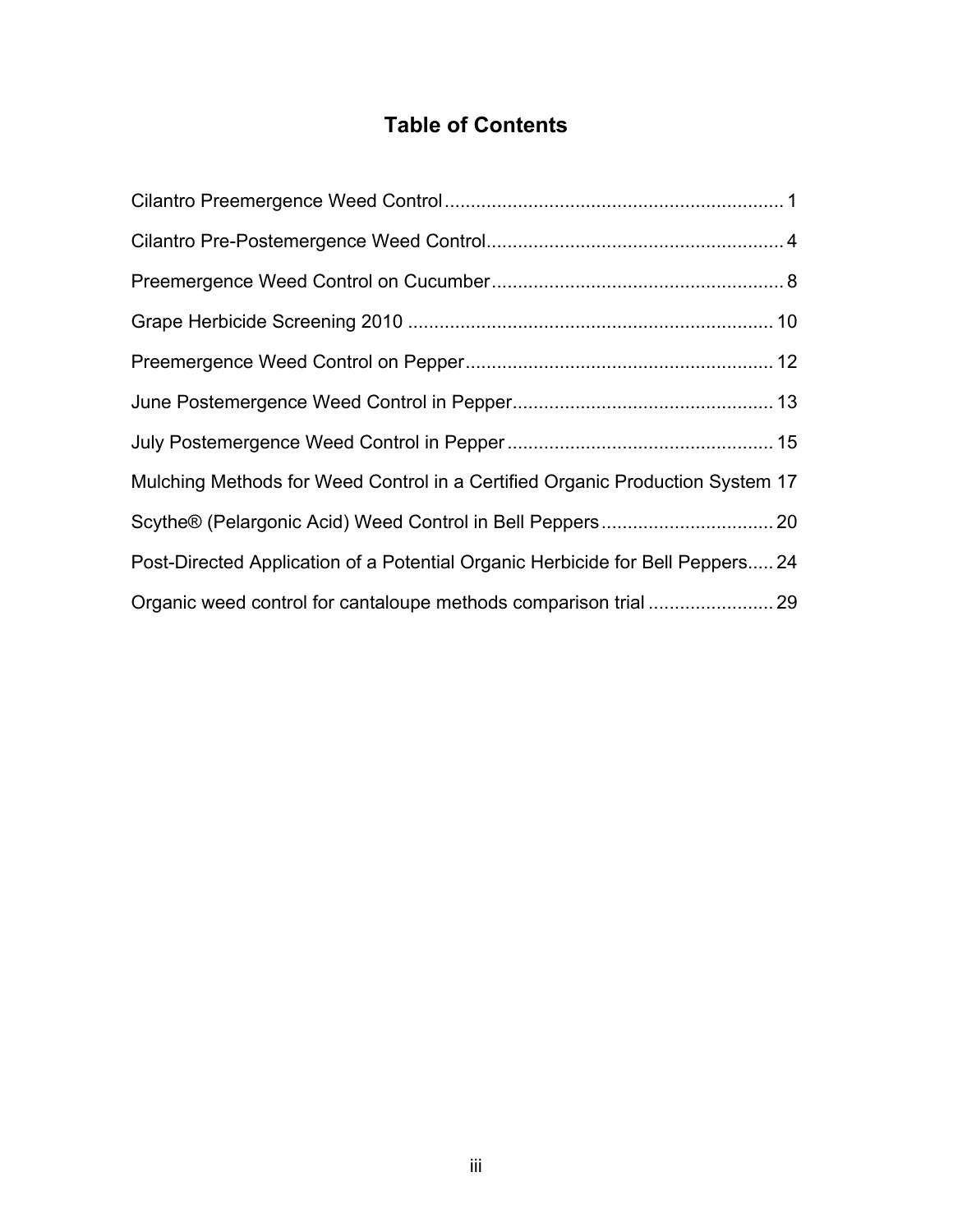# Table of Contents

Cilantro Preemergence Weed Control ................................................................ 1

Cilantro Pre-Postemergence Weed Control........................................................ 4

Preemergence Weed Control on Cucumber ....................................................... 8

Grape Herbicide Screening 2010 ..................................................................... 10

Preemergence Weed Control on Pepper .......................................................... 12

June Postemergence Weed Control in Pepper ................................................. 13

July Postemergence Weed Control in Pepper .................................................. 15

Mulching Methods for Weed Control in a Certified Organic Production System 17

Scythe® (Pelargonic Acid) Weed Control in Bell Peppers ................................ 20

Post-Directed Application of a Potential Organic Herbicide for Bell Peppers..... 24

Organic weed control for cantaloupe methods comparison trial ........................ 29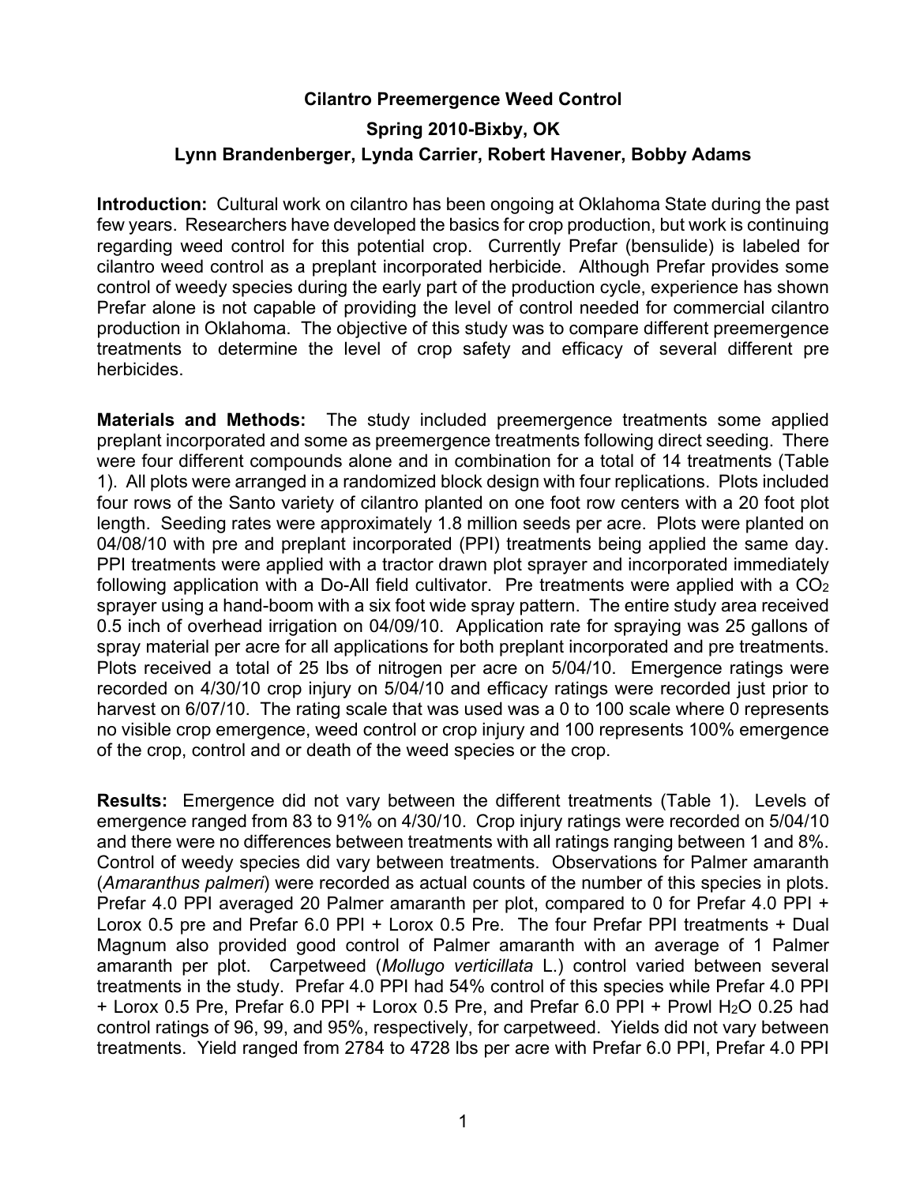# Cilantro Preemergence Weed Control

## Spring 2010-Bixby, OK

### Lynn Brandenberger, Lynda Carrier, Robert Havener, Bobby Adams

**Introduction:** Cultural work on cilantro has been ongoing at Oklahoma State during the past few years. Researchers have developed the basics for crop production, but work is continuing regarding weed control for this potential crop. Currently Prefar (bensulide) is labeled for cilantro weed control as a preplant incorporated herbicide. Although Prefar provides some control of weedy species during the early part of the production cycle, experience has shown Prefar alone is not capable of providing the level of control needed for commercial cilantro production in Oklahoma. The objective of this study was to compare different preemergence treatments to determine the level of crop safety and efficacy of several different pre herbicides.

**Materials and Methods:** The study included preemergence treatments some applied preplant incorporated and some as preemergence treatments following direct seeding. There were four different compounds alone and in combination for a total of 14 treatments (Table 1). All plots were arranged in a randomized block design with four replications. Plots included four rows of the Santo variety of cilantro planted on one foot row centers with a 20 foot plot length. Seeding rates were approximately 1.8 million seeds per acre. Plots were planted on 04/08/10 with pre and preplant incorporated (PPI) treatments being applied the same day. PPI treatments were applied with a tractor drawn plot sprayer and incorporated immediately following application with a Do-All field cultivator. Pre treatments were applied with a $CO_2$ sprayer using a hand-boom with a six foot wide spray pattern. The entire study area received 0.5 inch of overhead irrigation on 04/09/10. Application rate for spraying was 25 gallons of spray material per acre for all applications for both preplant incorporated and pre treatments. Plots received a total of 25 lbs of nitrogen per acre on 5/04/10. Emergence ratings were recorded on 4/30/10 crop injury on 5/04/10 and efficacy ratings were recorded just prior to harvest on 6/07/10. The rating scale that was used was a 0 to 100 scale where 0 represents no visible crop emergence, weed control or crop injury and 100 represents 100% emergence of the crop, control and or death of the weed species or the crop.

**Results:** Emergence did not vary between the different treatments (Table 1). Levels of emergence ranged from 83 to 91% on 4/30/10. Crop injury ratings were recorded on 5/04/10 and there were no differences between treatments with all ratings ranging between 1 and 8%. Control of weedy species did vary between treatments. Observations for Palmer amaranth (*Amaranthus palmeri*) were recorded as actual counts of the number of this species in plots. Prefar 4.0 PPI averaged 20 Palmer amaranth per plot, compared to 0 for Prefar 4.0 PPI + Lorox 0.5 pre and Prefar 6.0 PPI + Lorox 0.5 Pre. The four Prefar PPI treatments + Dual Magnum also provided good control of Palmer amaranth with an average of 1 Palmer amaranth per plot. Carpetweed (*Mollugo verticillata* L.) control varied between several treatments in the study. Prefar 4.0 PPI had 54% control of this species while Prefar 4.0 PPI + Lorox 0.5 Pre, Prefar 6.0 PPI + Lorox 0.5 Pre, and Prefar 6.0 PPI + Prowl $H_2O$ 0.25 had control ratings of 96, 99, and 95%, respectively, for carpetweed. Yields did not vary between treatments. Yield ranged from 2784 to 4728 lbs per acre with Prefar 6.0 PPI, Prefar 4.0 PPI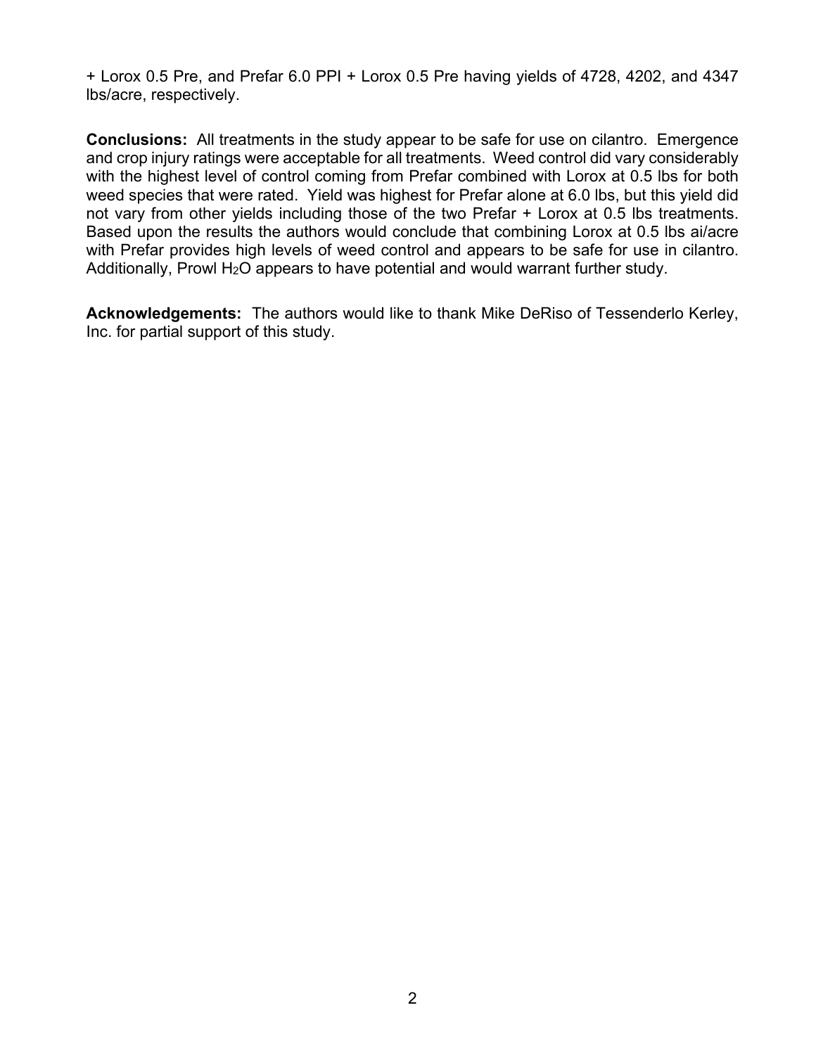+ Lorox 0.5 Pre, and Prefar 6.0 PPI + Lorox 0.5 Pre having yields of 4728, 4202, and 4347 lbs/acre, respectively.

**Conclusions:** All treatments in the study appear to be safe for use on cilantro. Emergence and crop injury ratings were acceptable for all treatments. Weed control did vary considerably with the highest level of control coming from Prefar combined with Lorox at 0.5 lbs for both weed species that were rated. Yield was highest for Prefar alone at 6.0 lbs, but this yield did not vary from other yields including those of the two Prefar + Lorox at 0.5 lbs treatments. Based upon the results the authors would conclude that combining Lorox at 0.5 lbs ai/acre with Prefar provides high levels of weed control and appears to be safe for use in cilantro. Additionally, Prowl $H_2O$ appears to have potential and would warrant further study.

**Acknowledgements:** The authors would like to thank Mike DeRiso of Tessenderlo Kerley, Inc. for partial support of this study.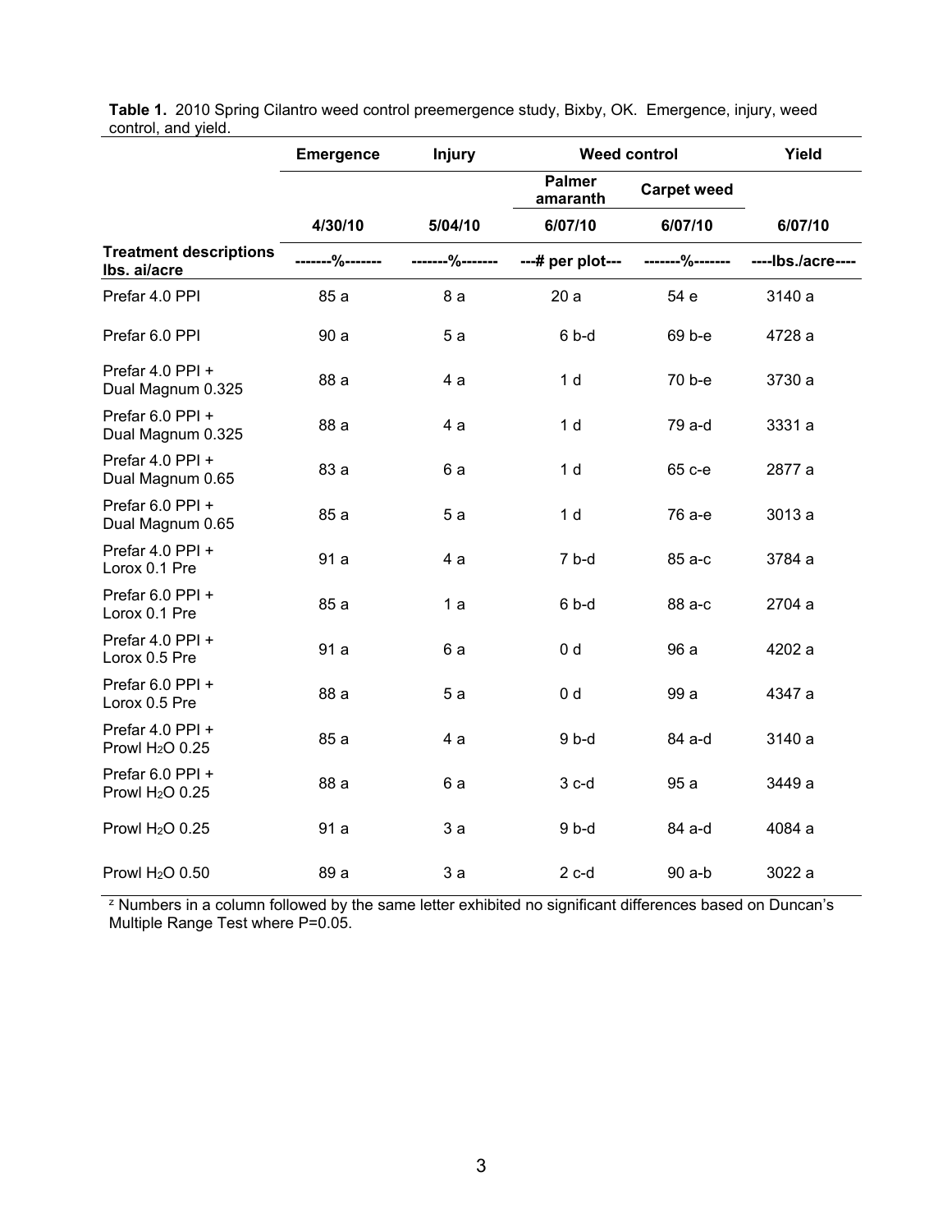**Table 1.** 2010 Spring Cilantro weed control preemergence study, Bixby, OK. Emergence, injury, weed control, and yield.

| | Emergence | Injury | Weed control | | Yield |
|---|---|---|---|---|---|
| | | | Palmer amaranth | Carpet weed | |
| | 4/30/10 | 5/04/10 | 6/07/10 | 6/07/10 | 6/07/10 |
| **Treatment descriptions lbs. ai/acre** | -------%------- | -------%------- | ---# per plot--- | -------%------- | ----lbs./acre---- |
| Prefar 4.0 PPI | 85 a | 8 a | 20 a | 54 e | 3140 a |
| Prefar 6.0 PPI | 90 a | 5 a | 6 b-d | 69 b-e | 4728 a |
| Prefar 4.0 PPI + Dual Magnum 0.325 | 88 a | 4 a | 1 d | 70 b-e | 3730 a |
| Prefar 6.0 PPI + Dual Magnum 0.325 | 88 a | 4 a | 1 d | 79 a-d | 3331 a |
| Prefar 4.0 PPI + Dual Magnum 0.65 | 83 a | 6 a | 1 d | 65 c-e | 2877 a |
| Prefar 6.0 PPI + Dual Magnum 0.65 | 85 a | 5 a | 1 d | 76 a-e | 3013 a |
| Prefar 4.0 PPI + Lorox 0.1 Pre | 91 a | 4 a | 7 b-d | 85 a-c | 3784 a |
| Prefar 6.0 PPI + Lorox 0.1 Pre | 85 a | 1 a | 6 b-d | 88 a-c | 2704 a |
| Prefar 4.0 PPI + Lorox 0.5 Pre | 91 a | 6 a | 0 d | 96 a | 4202 a |
| Prefar 6.0 PPI + Lorox 0.5 Pre | 88 a | 5 a | 0 d | 99 a | 4347 a |
| Prefar 4.0 PPI + Prowl $H_2O$ 0.25 | 85 a | 4 a | 9 b-d | 84 a-d | 3140 a |
| Prefar 6.0 PPI + Prowl $H_2O$ 0.25 | 88 a | 6 a | 3 c-d | 95 a | 3449 a |
| Prowl $H_2O$ 0.25 | 91 a | 3 a | 9 b-d | 84 a-d | 4084 a |
| Prowl $H_2O$ 0.50 | 89 a | 3 a | 2 c-d | 90 a-b | 3022 a |

[z] Numbers in a column followed by the same letter exhibited no significant differences based on Duncan's Multiple Range Test where P=0.05.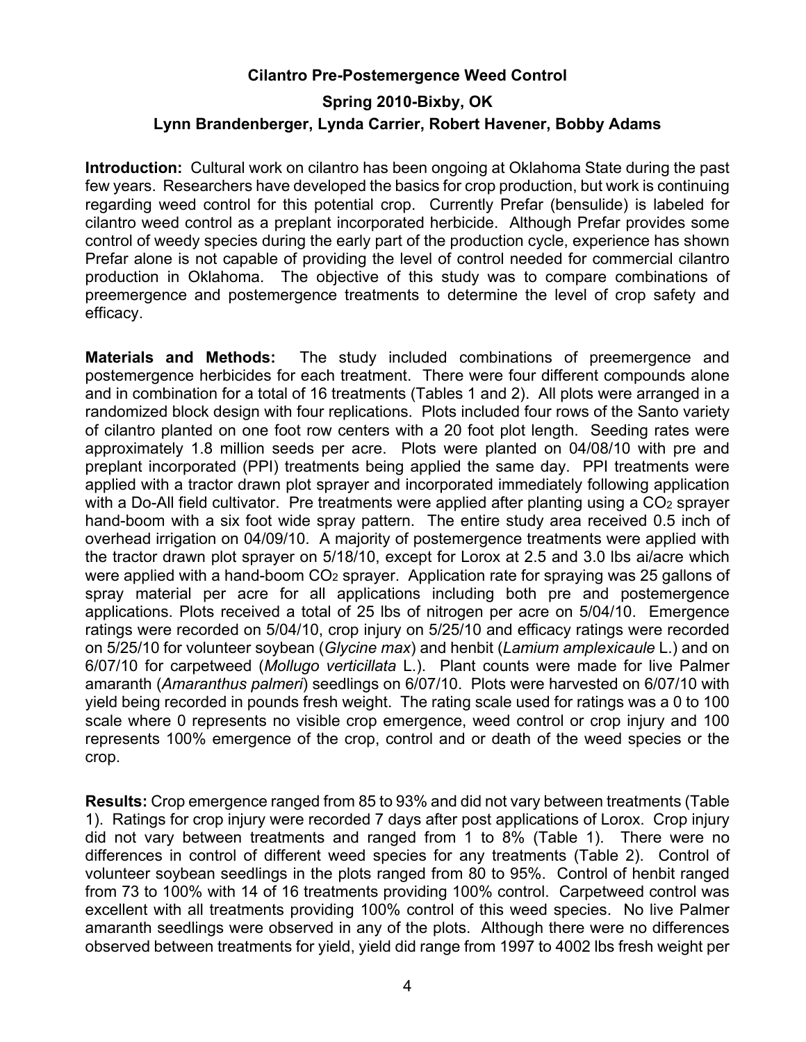# Cilantro Pre-Postemergence Weed Control

## Spring 2010-Bixby, OK

### Lynn Brandenberger, Lynda Carrier, Robert Havener, Bobby Adams

**Introduction:** Cultural work on cilantro has been ongoing at Oklahoma State during the past few years. Researchers have developed the basics for crop production, but work is continuing regarding weed control for this potential crop. Currently Prefar (bensulide) is labeled for cilantro weed control as a preplant incorporated herbicide. Although Prefar provides some control of weedy species during the early part of the production cycle, experience has shown Prefar alone is not capable of providing the level of control needed for commercial cilantro production in Oklahoma. The objective of this study was to compare combinations of preemergence and postemergence treatments to determine the level of crop safety and efficacy.

**Materials and Methods:** The study included combinations of preemergence and postemergence herbicides for each treatment. There were four different compounds alone and in combination for a total of 16 treatments (Tables 1 and 2). All plots were arranged in a randomized block design with four replications. Plots included four rows of the Santo variety of cilantro planted on one foot row centers with a 20 foot plot length. Seeding rates were approximately 1.8 million seeds per acre. Plots were planted on 04/08/10 with pre and preplant incorporated (PPI) treatments being applied the same day. PPI treatments were applied with a tractor drawn plot sprayer and incorporated immediately following application with a Do-All field cultivator. Pre treatments were applied after planting using a $CO_2$ sprayer hand-boom with a six foot wide spray pattern. The entire study area received 0.5 inch of overhead irrigation on 04/09/10. A majority of postemergence treatments were applied with the tractor drawn plot sprayer on 5/18/10, except for Lorox at 2.5 and 3.0 lbs ai/acre which were applied with a hand-boom $CO_2$ sprayer. Application rate for spraying was 25 gallons of spray material per acre for all applications including both pre and postemergence applications. Plots received a total of 25 lbs of nitrogen per acre on 5/04/10. Emergence ratings were recorded on 5/04/10, crop injury on 5/25/10 and efficacy ratings were recorded on 5/25/10 for volunteer soybean (*Glycine max*) and henbit (*Lamium amplexicaule* L.) and on 6/07/10 for carpetweed (*Mollugo verticillata* L.). Plant counts were made for live Palmer amaranth (*Amaranthus palmeri*) seedlings on 6/07/10. Plots were harvested on 6/07/10 with yield being recorded in pounds fresh weight. The rating scale used for ratings was a 0 to 100 scale where 0 represents no visible crop emergence, weed control or crop injury and 100 represents 100% emergence of the crop, control and or death of the weed species or the crop.

**Results:** Crop emergence ranged from 85 to 93% and did not vary between treatments (Table 1). Ratings for crop injury were recorded 7 days after post applications of Lorox. Crop injury did not vary between treatments and ranged from 1 to 8% (Table 1). There were no differences in control of different weed species for any treatments (Table 2). Control of volunteer soybean seedlings in the plots ranged from 80 to 95%. Control of henbit ranged from 73 to 100% with 14 of 16 treatments providing 100% control. Carpetweed control was excellent with all treatments providing 100% control of this weed species. No live Palmer amaranth seedlings were observed in any of the plots. Although there were no differences observed between treatments for yield, yield did range from 1997 to 4002 lbs fresh weight per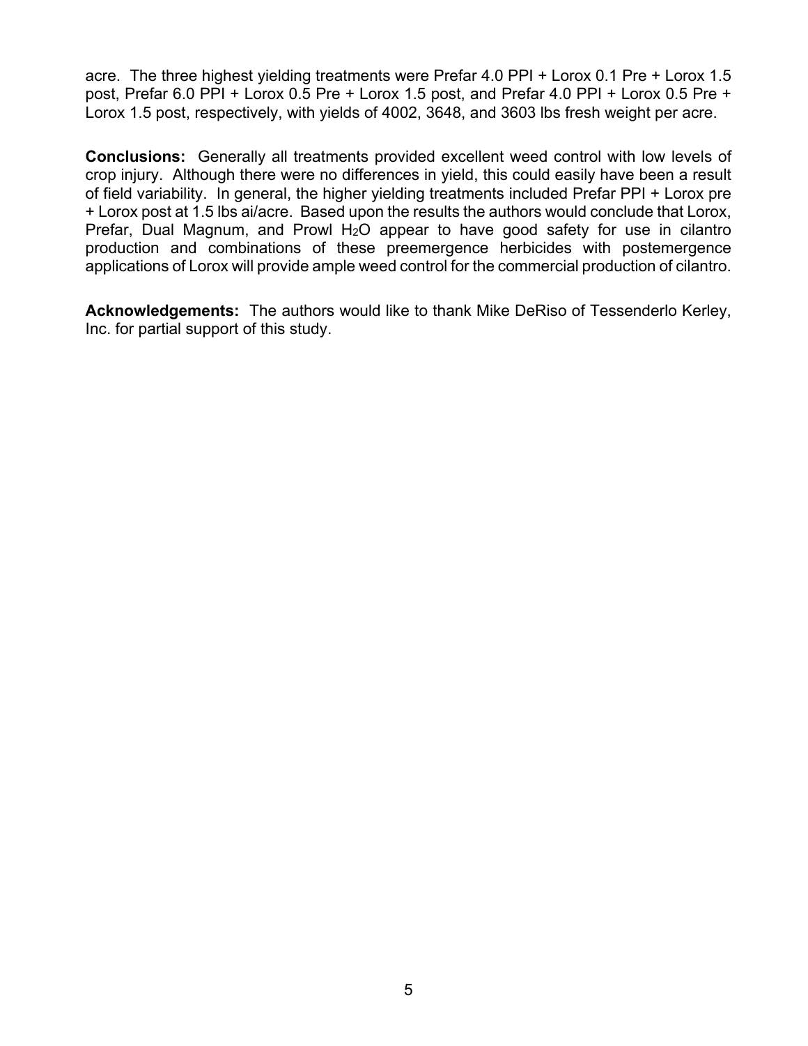acre. The three highest yielding treatments were Prefar 4.0 PPI + Lorox 0.1 Pre + Lorox 1.5 post, Prefar 6.0 PPI + Lorox 0.5 Pre + Lorox 1.5 post, and Prefar 4.0 PPI + Lorox 0.5 Pre + Lorox 1.5 post, respectively, with yields of 4002, 3648, and 3603 lbs fresh weight per acre.

**Conclusions:** Generally all treatments provided excellent weed control with low levels of crop injury. Although there were no differences in yield, this could easily have been a result of field variability. In general, the higher yielding treatments included Prefar PPI + Lorox pre + Lorox post at 1.5 lbs ai/acre. Based upon the results the authors would conclude that Lorox, Prefar, Dual Magnum, and Prowl $H_2O$ appear to have good safety for use in cilantro production and combinations of these preemergence herbicides with postemergence applications of Lorox will provide ample weed control for the commercial production of cilantro.

**Acknowledgements:** The authors would like to thank Mike DeRiso of Tessenderlo Kerley, Inc. for partial support of this study.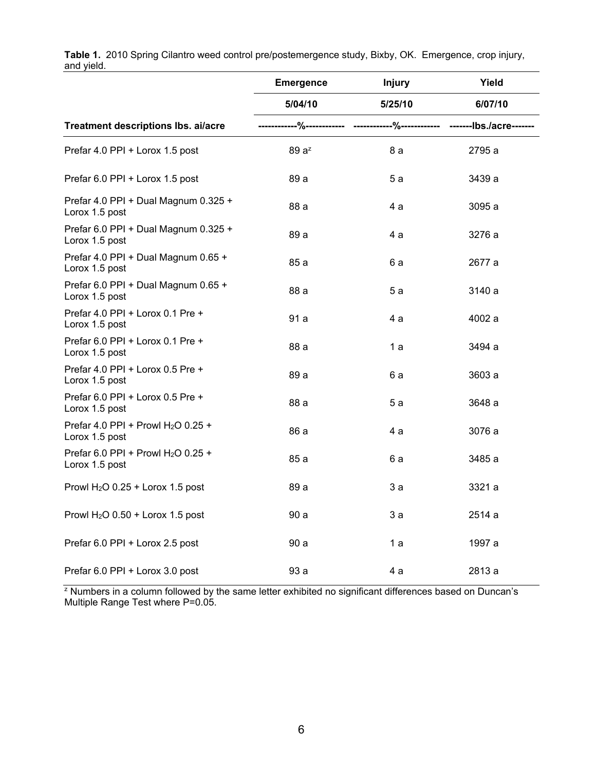**Table 1.** 2010 Spring Cilantro weed control pre/postemergence study, Bixby, OK. Emergence, crop injury, and yield.

| | Emergence | Injury | Yield |
|---|---|---|---|
| | 5/04/10 | 5/25/10 | 6/07/10 |
| **Treatment descriptions lbs. ai/acre** | ------------%------------ | ------------%------------ | -------lbs./acre------- |
| Prefar 4.0 PPI + Lorox 1.5 post | 89 a[z] | 8 a | 2795 a |
| Prefar 6.0 PPI + Lorox 1.5 post | 89 a | 5 a | 3439 a |
| Prefar 4.0 PPI + Dual Magnum 0.325 + Lorox 1.5 post | 88 a | 4 a | 3095 a |
| Prefar 6.0 PPI + Dual Magnum 0.325 + Lorox 1.5 post | 89 a | 4 a | 3276 a |
| Prefar 4.0 PPI + Dual Magnum 0.65 + Lorox 1.5 post | 85 a | 6 a | 2677 a |
| Prefar 6.0 PPI + Dual Magnum 0.65 + Lorox 1.5 post | 88 a | 5 a | 3140 a |
| Prefar 4.0 PPI + Lorox 0.1 Pre + Lorox 1.5 post | 91 a | 4 a | 4002 a |
| Prefar 6.0 PPI + Lorox 0.1 Pre + Lorox 1.5 post | 88 a | 1 a | 3494 a |
| Prefar 4.0 PPI + Lorox 0.5 Pre + Lorox 1.5 post | 89 a | 6 a | 3603 a |
| Prefar 6.0 PPI + Lorox 0.5 Pre + Lorox 1.5 post | 88 a | 5 a | 3648 a |
| Prefar 4.0 PPI + Prowl $H_2O$ 0.25 + Lorox 1.5 post | 86 a | 4 a | 3076 a |
| Prefar 6.0 PPI + Prowl $H_2O$ 0.25 + Lorox 1.5 post | 85 a | 6 a | 3485 a |
| Prowl $H_2O$ 0.25 + Lorox 1.5 post | 89 a | 3 a | 3321 a |
| Prowl $H_2O$ 0.50 + Lorox 1.5 post | 90 a | 3 a | 2514 a |
| Prefar 6.0 PPI + Lorox 2.5 post | 90 a | 1 a | 1997 a |
| Prefar 6.0 PPI + Lorox 3.0 post | 93 a | 4 a | 2813 a |

[z] Numbers in a column followed by the same letter exhibited no significant differences based on Duncan's Multiple Range Test where P=0.05.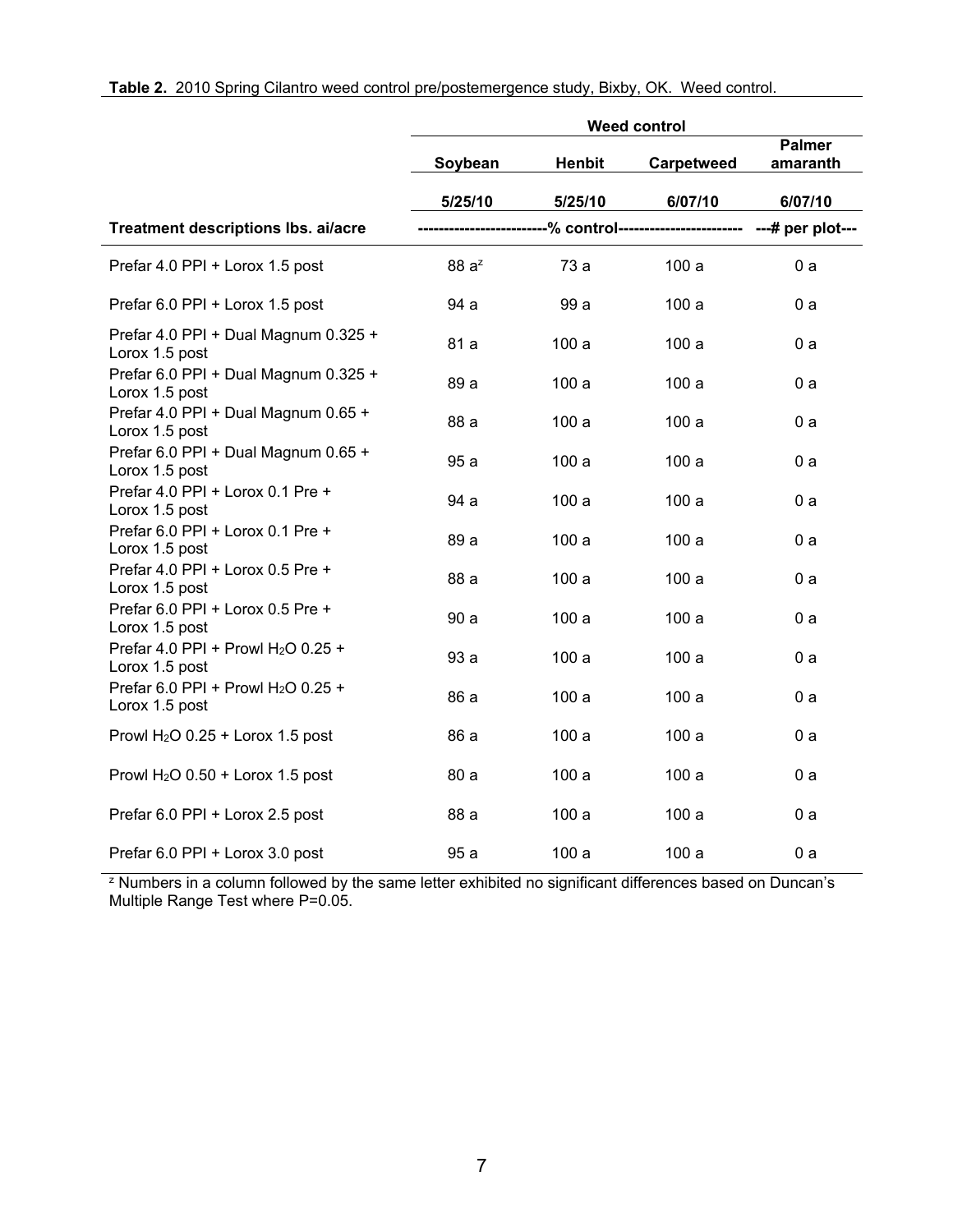**Table 2.** 2010 Spring Cilantro weed control pre/postemergence study, Bixby, OK. Weed control.

| | Weed control | | | |
|---|---|---|---|---|
| | Soybean | Henbit | Carpetweed | Palmer amaranth |
| | 5/25/10 | 5/25/10 | 6/07/10 | 6/07/10 |
| Treatment descriptions lbs. ai/acre | % control | | | # per plot |
| Prefar 4.0 PPI + Lorox 1.5 post | 88 a[z] | 73 a | 100 a | 0 a |
| Prefar 6.0 PPI + Lorox 1.5 post | 94 a | 99 a | 100 a | 0 a |
| Prefar 4.0 PPI + Dual Magnum 0.325 + Lorox 1.5 post | 81 a | 100 a | 100 a | 0 a |
| Prefar 6.0 PPI + Dual Magnum 0.325 + Lorox 1.5 post | 89 a | 100 a | 100 a | 0 a |
| Prefar 4.0 PPI + Dual Magnum 0.65 + Lorox 1.5 post | 88 a | 100 a | 100 a | 0 a |
| Prefar 6.0 PPI + Dual Magnum 0.65 + Lorox 1.5 post | 95 a | 100 a | 100 a | 0 a |
| Prefar 4.0 PPI + Lorox 0.1 Pre + Lorox 1.5 post | 94 a | 100 a | 100 a | 0 a |
| Prefar 6.0 PPI + Lorox 0.1 Pre + Lorox 1.5 post | 89 a | 100 a | 100 a | 0 a |
| Prefar 4.0 PPI + Lorox 0.5 Pre + Lorox 1.5 post | 88 a | 100 a | 100 a | 0 a |
| Prefar 6.0 PPI + Lorox 0.5 Pre + Lorox 1.5 post | 90 a | 100 a | 100 a | 0 a |
| Prefar 4.0 PPI + Prowl $H_2O$ 0.25 + Lorox 1.5 post | 93 a | 100 a | 100 a | 0 a |
| Prefar 6.0 PPI + Prowl $H_2O$ 0.25 + Lorox 1.5 post | 86 a | 100 a | 100 a | 0 a |
| Prowl $H_2O$ 0.25 + Lorox 1.5 post | 86 a | 100 a | 100 a | 0 a |
| Prowl $H_2O$ 0.50 + Lorox 1.5 post | 80 a | 100 a | 100 a | 0 a |
| Prefar 6.0 PPI + Lorox 2.5 post | 88 a | 100 a | 100 a | 0 a |
| Prefar 6.0 PPI + Lorox 3.0 post | 95 a | 100 a | 100 a | 0 a |

[z] Numbers in a column followed by the same letter exhibited no significant differences based on Duncan's Multiple Range Test where P=0.05.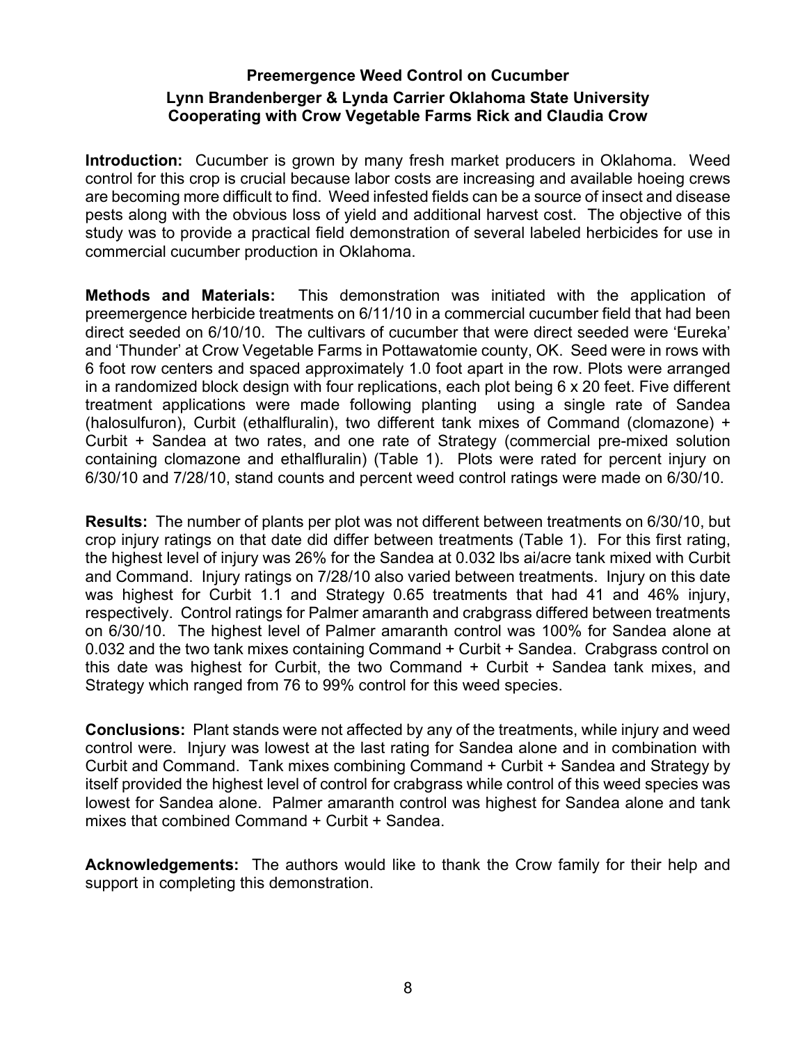# Preemergence Weed Control on Cucumber

## Lynn Brandenberger & Lynda Carrier Oklahoma State University
## Cooperating with Crow Vegetable Farms Rick and Claudia Crow

**Introduction:** Cucumber is grown by many fresh market producers in Oklahoma. Weed control for this crop is crucial because labor costs are increasing and available hoeing crews are becoming more difficult to find. Weed infested fields can be a source of insect and disease pests along with the obvious loss of yield and additional harvest cost. The objective of this study was to provide a practical field demonstration of several labeled herbicides for use in commercial cucumber production in Oklahoma.

**Methods and Materials:** This demonstration was initiated with the application of preemergence herbicide treatments on 6/11/10 in a commercial cucumber field that had been direct seeded on 6/10/10. The cultivars of cucumber that were direct seeded were 'Eureka' and 'Thunder' at Crow Vegetable Farms in Pottawatomie county, OK. Seed were in rows with 6 foot row centers and spaced approximately 1.0 foot apart in the row. Plots were arranged in a randomized block design with four replications, each plot being 6 x 20 feet. Five different treatment applications were made following planting using a single rate of Sandea (halosulfuron), Curbit (ethalfluralin), two different tank mixes of Command (clomazone) + Curbit + Sandea at two rates, and one rate of Strategy (commercial pre-mixed solution containing clomazone and ethalfluralin) (Table 1). Plots were rated for percent injury on 6/30/10 and 7/28/10, stand counts and percent weed control ratings were made on 6/30/10.

**Results:** The number of plants per plot was not different between treatments on 6/30/10, but crop injury ratings on that date did differ between treatments (Table 1). For this first rating, the highest level of injury was 26% for the Sandea at 0.032 lbs ai/acre tank mixed with Curbit and Command. Injury ratings on 7/28/10 also varied between treatments. Injury on this date was highest for Curbit 1.1 and Strategy 0.65 treatments that had 41 and 46% injury, respectively. Control ratings for Palmer amaranth and crabgrass differed between treatments on 6/30/10. The highest level of Palmer amaranth control was 100% for Sandea alone at 0.032 and the two tank mixes containing Command + Curbit + Sandea. Crabgrass control on this date was highest for Curbit, the two Command + Curbit + Sandea tank mixes, and Strategy which ranged from 76 to 99% control for this weed species.

**Conclusions:** Plant stands were not affected by any of the treatments, while injury and weed control were. Injury was lowest at the last rating for Sandea alone and in combination with Curbit and Command. Tank mixes combining Command + Curbit + Sandea and Strategy by itself provided the highest level of control for crabgrass while control of this weed species was lowest for Sandea alone. Palmer amaranth control was highest for Sandea alone and tank mixes that combined Command + Curbit + Sandea.

**Acknowledgements:** The authors would like to thank the Crow family for their help and support in completing this demonstration.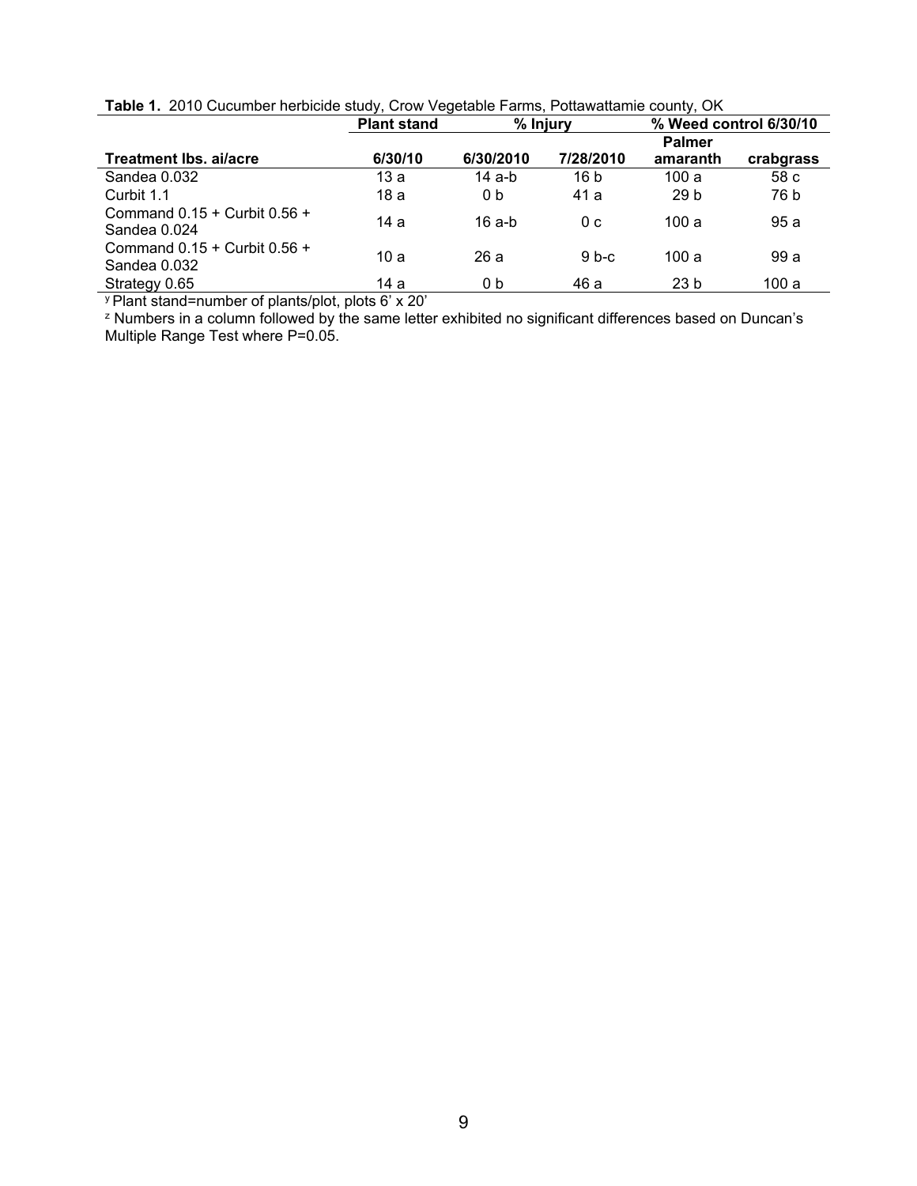**Table 1.** 2010 Cucumber herbicide study, Crow Vegetable Farms, Pottawattamie county, OK

| | Plant stand | % Injury | | % Weed control 6/30/10 | |
|---|---|---|---|---|---|
| Treatment lbs. ai/acre | 6/30/10 | 6/30/2010 | 7/28/2010 | Palmer amaranth | crabgrass |
| Sandea 0.032 | 13 a | 14 a-b | 16 b | 100 a | 58 c |
| Curbit 1.1 | 18 a | 0 b | 41 a | 29 b | 76 b |
| Command 0.15 + Curbit 0.56 + Sandea 0.024 | 14 a | 16 a-b | 0 c | 100 a | 95 a |
| Command 0.15 + Curbit 0.56 + Sandea 0.032 | 10 a | 26 a | 9 b-c | 100 a | 99 a |
| Strategy 0.65 | 14 a | 0 b | 46 a | 23 b | 100 a |

[y] Plant stand=number of plants/plot, plots 6' x 20'

[z] Numbers in a column followed by the same letter exhibited no significant differences based on Duncan's Multiple Range Test where P=0.05.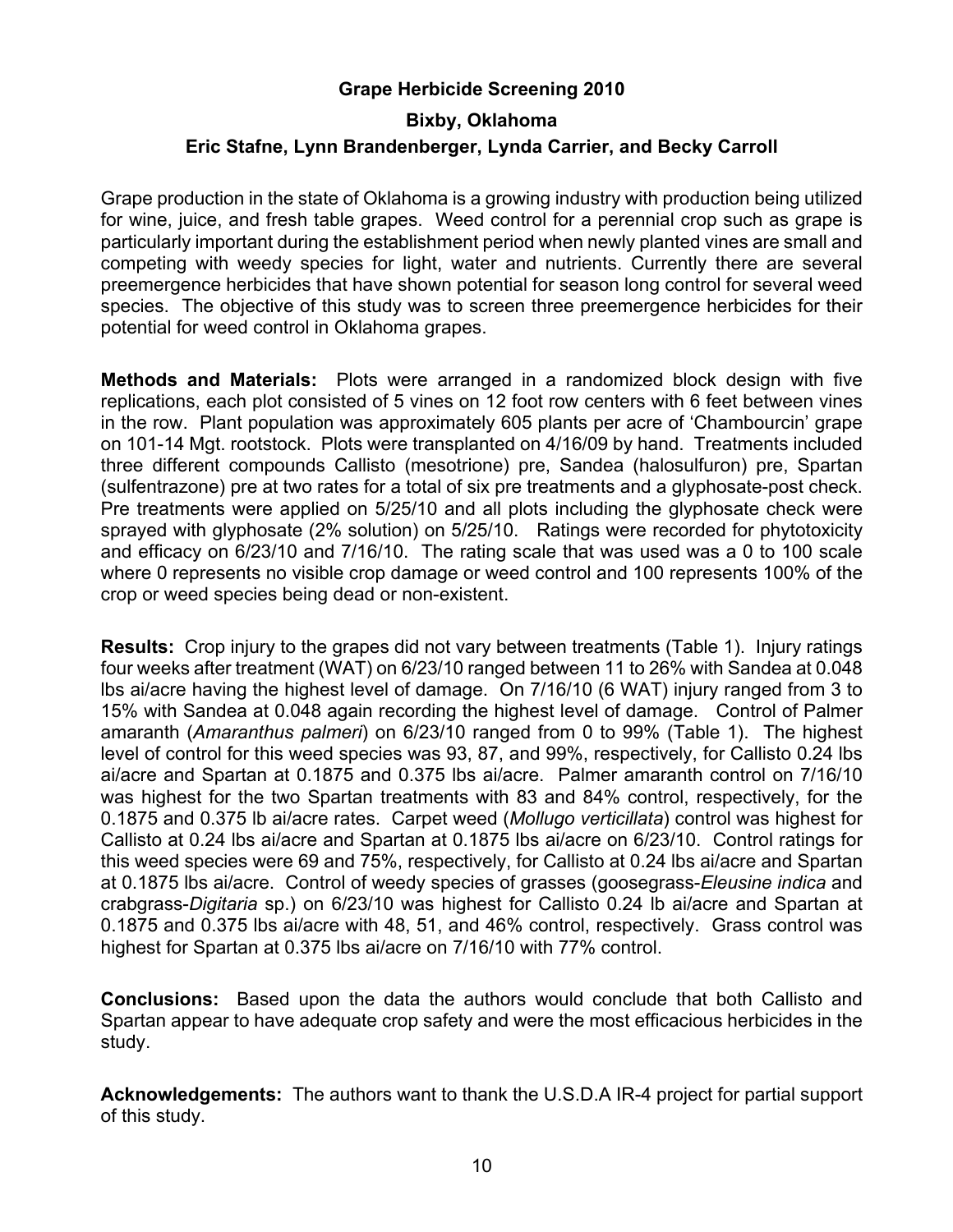# Grape Herbicide Screening 2010

## Bixby, Oklahoma

### Eric Stafne, Lynn Brandenberger, Lynda Carrier, and Becky Carroll

Grape production in the state of Oklahoma is a growing industry with production being utilized for wine, juice, and fresh table grapes. Weed control for a perennial crop such as grape is particularly important during the establishment period when newly planted vines are small and competing with weedy species for light, water and nutrients. Currently there are several preemergence herbicides that have shown potential for season long control for several weed species. The objective of this study was to screen three preemergence herbicides for their potential for weed control in Oklahoma grapes.

**Methods and Materials:** Plots were arranged in a randomized block design with five replications, each plot consisted of 5 vines on 12 foot row centers with 6 feet between vines in the row. Plant population was approximately 605 plants per acre of 'Chambourcin' grape on 101-14 Mgt. rootstock. Plots were transplanted on 4/16/09 by hand. Treatments included three different compounds Callisto (mesotrione) pre, Sandea (halosulfuron) pre, Spartan (sulfentrazone) pre at two rates for a total of six pre treatments and a glyphosate-post check. Pre treatments were applied on 5/25/10 and all plots including the glyphosate check were sprayed with glyphosate (2% solution) on 5/25/10. Ratings were recorded for phytotoxicity and efficacy on 6/23/10 and 7/16/10. The rating scale that was used was a 0 to 100 scale where 0 represents no visible crop damage or weed control and 100 represents 100% of the crop or weed species being dead or non-existent.

**Results:** Crop injury to the grapes did not vary between treatments (Table 1). Injury ratings four weeks after treatment (WAT) on 6/23/10 ranged between 11 to 26% with Sandea at 0.048 lbs ai/acre having the highest level of damage. On 7/16/10 (6 WAT) injury ranged from 3 to 15% with Sandea at 0.048 again recording the highest level of damage. Control of Palmer amaranth (*Amaranthus palmeri*) on 6/23/10 ranged from 0 to 99% (Table 1). The highest level of control for this weed species was 93, 87, and 99%, respectively, for Callisto 0.24 lbs ai/acre and Spartan at 0.1875 and 0.375 lbs ai/acre. Palmer amaranth control on 7/16/10 was highest for the two Spartan treatments with 83 and 84% control, respectively, for the 0.1875 and 0.375 lb ai/acre rates. Carpet weed (*Mollugo verticillata*) control was highest for Callisto at 0.24 lbs ai/acre and Spartan at 0.1875 lbs ai/acre on 6/23/10. Control ratings for this weed species were 69 and 75%, respectively, for Callisto at 0.24 lbs ai/acre and Spartan at 0.1875 lbs ai/acre. Control of weedy species of grasses (goosegrass-*Eleusine indica* and crabgrass-*Digitaria* sp.) on 6/23/10 was highest for Callisto 0.24 lb ai/acre and Spartan at 0.1875 and 0.375 lbs ai/acre with 48, 51, and 46% control, respectively. Grass control was highest for Spartan at 0.375 lbs ai/acre on 7/16/10 with 77% control.

**Conclusions:** Based upon the data the authors would conclude that both Callisto and Spartan appear to have adequate crop safety and were the most efficacious herbicides in the study.

**Acknowledgements:** The authors want to thank the U.S.D.A IR-4 project for partial support of this study.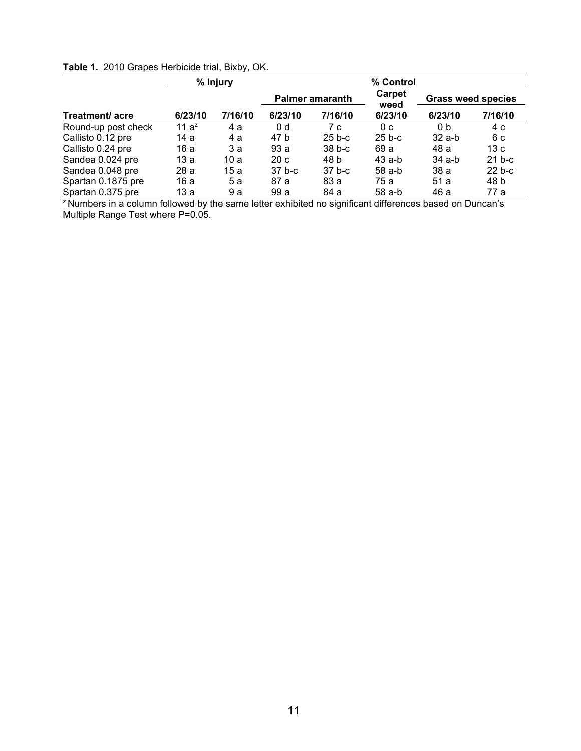**Table 1.** 2010 Grapes Herbicide trial, Bixby, OK.

| | % Injury | | % Control | | | | |
|---|---|---|---|---|---|---|---|
| | | | Palmer amaranth | | Carpet weed | Grass weed species | |
| **Treatment/ acre** | **6/23/10** | **7/16/10** | **6/23/10** | **7/16/10** | **6/23/10** | **6/23/10** | **7/16/10** |
| Round-up post check | 11 a[z] | 4 a | 0 d | 7 c | 0 c | 0 b | 4 c |
| Callisto 0.12 pre | 14 a | 4 a | 47 b | 25 b-c | 25 b-c | 32 a-b | 6 c |
| Callisto 0.24 pre | 16 a | 3 a | 93 a | 38 b-c | 69 a | 48 a | 13 c |
| Sandea 0.024 pre | 13 a | 10 a | 20 c | 48 b | 43 a-b | 34 a-b | 21 b-c |
| Sandea 0.048 pre | 28 a | 15 a | 37 b-c | 37 b-c | 58 a-b | 38 a | 22 b-c |
| Spartan 0.1875 pre | 16 a | 5 a | 87 a | 83 a | 75 a | 51 a | 48 b |
| Spartan 0.375 pre | 13 a | 9 a | 99 a | 84 a | 58 a-b | 46 a | 77 a |

[z] Numbers in a column followed by the same letter exhibited no significant differences based on Duncan's Multiple Range Test where P=0.05.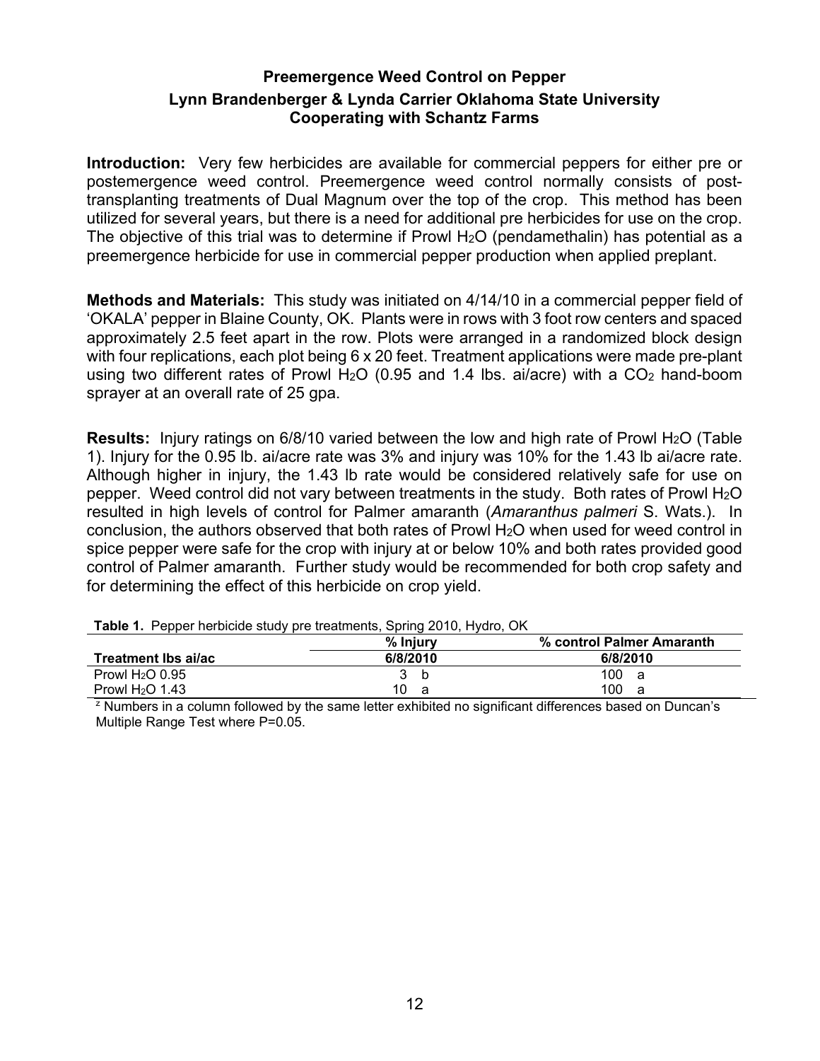## Preemergence Weed Control on Pepper

### Lynn Brandenberger & Lynda Carrier Oklahoma State University Cooperating with Schantz Farms

**Introduction:** Very few herbicides are available for commercial peppers for either pre or postemergence weed control. Preemergence weed control normally consists of post-transplanting treatments of Dual Magnum over the top of the crop. This method has been utilized for several years, but there is a need for additional pre herbicides for use on the crop. The objective of this trial was to determine if Prowl $H_2O$ (pendamethalin) has potential as a preemergence herbicide for use in commercial pepper production when applied preplant.

**Methods and Materials:** This study was initiated on 4/14/10 in a commercial pepper field of 'OKALA' pepper in Blaine County, OK. Plants were in rows with 3 foot row centers and spaced approximately 2.5 feet apart in the row. Plots were arranged in a randomized block design with four replications, each plot being 6 x 20 feet. Treatment applications were made pre-plant using two different rates of Prowl $H_2O$ (0.95 and 1.4 lbs. ai/acre) with a $CO_2$ hand-boom sprayer at an overall rate of 25 gpa.

**Results:** Injury ratings on 6/8/10 varied between the low and high rate of Prowl $H_2O$ (Table 1). Injury for the 0.95 lb. ai/acre rate was 3% and injury was 10% for the 1.43 lb ai/acre rate. Although higher in injury, the 1.43 lb rate would be considered relatively safe for use on pepper. Weed control did not vary between treatments in the study. Both rates of Prowl $H_2O$ resulted in high levels of control for Palmer amaranth (*Amaranthus palmeri* S. Wats.). In conclusion, the authors observed that both rates of Prowl $H_2O$ when used for weed control in spice pepper were safe for the crop with injury at or below 10% and both rates provided good control of Palmer amaranth. Further study would be recommended for both crop safety and for determining the effect of this herbicide on crop yield.

**Table 1.** Pepper herbicide study pre treatments, Spring 2010, Hydro, OK

| Treatment lbs ai/ac | % Injury 6/8/2010 | % control Palmer Amaranth 6/8/2010 |
|---|---|---|
| Prowl $H_2O$ 0.95 | 3 b | 100 a |
| Prowl $H_2O$ 1.43 | 10 a | 100 a |

[z] Numbers in a column followed by the same letter exhibited no significant differences based on Duncan's Multiple Range Test where P=0.05.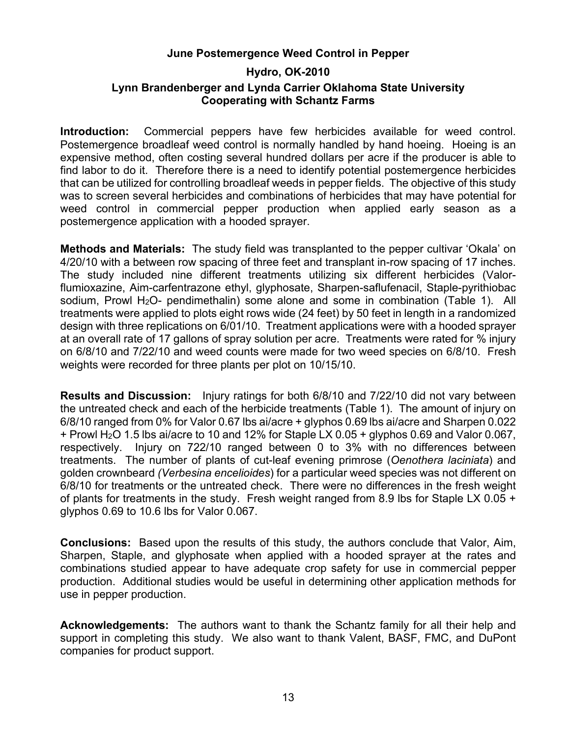# June Postemergence Weed Control in Pepper

## Hydro, OK-2010

### Lynn Brandenberger and Lynda Carrier Oklahoma State University Cooperating with Schantz Farms

**Introduction:** Commercial peppers have few herbicides available for weed control. Postemergence broadleaf weed control is normally handled by hand hoeing. Hoeing is an expensive method, often costing several hundred dollars per acre if the producer is able to find labor to do it. Therefore there is a need to identify potential postemergence herbicides that can be utilized for controlling broadleaf weeds in pepper fields. The objective of this study was to screen several herbicides and combinations of herbicides that may have potential for weed control in commercial pepper production when applied early season as a postemergence application with a hooded sprayer.

**Methods and Materials:** The study field was transplanted to the pepper cultivar 'Okala' on 4/20/10 with a between row spacing of three feet and transplant in-row spacing of 17 inches. The study included nine different treatments utilizing six different herbicides (Valor-flumioxazine, Aim-carfentrazone ethyl, glyphosate, Sharpen-saflufenacil, Staple-pyrithiobac sodium, Prowl $H_2O$- pendimethalin) some alone and some in combination (Table 1). All treatments were applied to plots eight rows wide (24 feet) by 50 feet in length in a randomized design with three replications on 6/01/10. Treatment applications were with a hooded sprayer at an overall rate of 17 gallons of spray solution per acre. Treatments were rated for % injury on 6/8/10 and 7/22/10 and weed counts were made for two weed species on 6/8/10. Fresh weights were recorded for three plants per plot on 10/15/10.

**Results and Discussion:** Injury ratings for both 6/8/10 and 7/22/10 did not vary between the untreated check and each of the herbicide treatments (Table 1). The amount of injury on 6/8/10 ranged from 0% for Valor 0.67 lbs ai/acre + glyphos 0.69 lbs ai/acre and Sharpen 0.022 + Prowl $H_2O$ 1.5 lbs ai/acre to 10 and 12% for Staple LX 0.05 + glyphos 0.69 and Valor 0.067, respectively. Injury on 722/10 ranged between 0 to 3% with no differences between treatments. The number of plants of cut-leaf evening primrose (*Oenothera laciniata*) and golden crownbeard *(Verbesina encelioides*) for a particular weed species was not different on 6/8/10 for treatments or the untreated check. There were no differences in the fresh weight of plants for treatments in the study. Fresh weight ranged from 8.9 lbs for Staple LX 0.05 + glyphos 0.69 to 10.6 lbs for Valor 0.067.

**Conclusions:** Based upon the results of this study, the authors conclude that Valor, Aim, Sharpen, Staple, and glyphosate when applied with a hooded sprayer at the rates and combinations studied appear to have adequate crop safety for use in commercial pepper production. Additional studies would be useful in determining other application methods for use in pepper production.

**Acknowledgements:** The authors want to thank the Schantz family for all their help and support in completing this study. We also want to thank Valent, BASF, FMC, and DuPont companies for product support.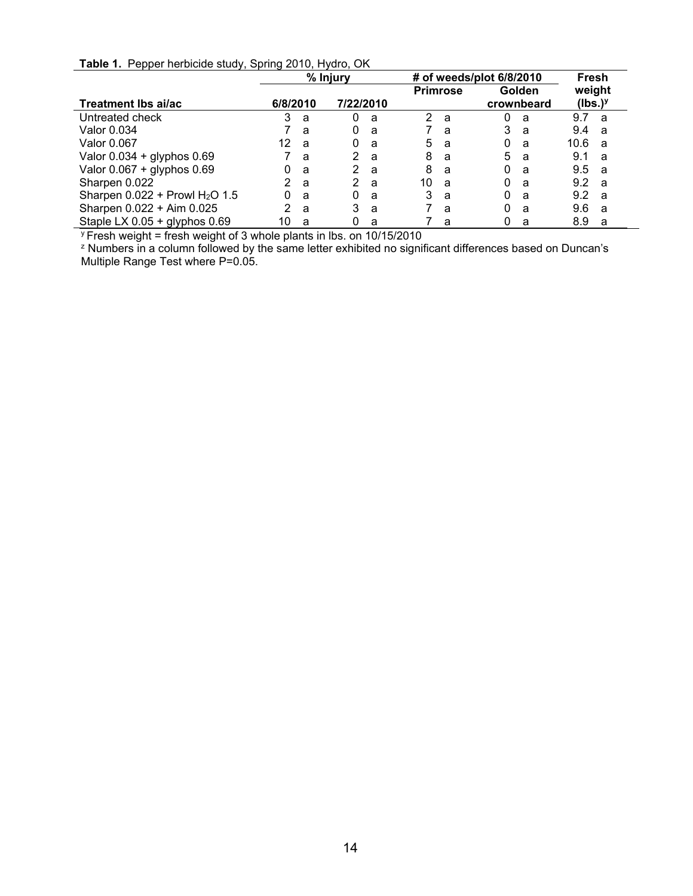**Table 1.** Pepper herbicide study, Spring 2010, Hydro, OK

| Treatment lbs ai/ac | % Injury | | # of weeds/plot 6/8/2010 | | Fresh weight (lbs.)[y] |
|---|---|---|---|---|---|
| | 6/8/2010 | 7/22/2010 | Primrose | Golden crownbeard | |
| Untreated check | 3 a | 0 a | 2 a | 0 a | 9.7 a |
| Valor 0.034 | 7 a | 0 a | 7 a | 3 a | 9.4 a |
| Valor 0.067 | 12 a | 0 a | 5 a | 0 a | 10.6 a |
| Valor 0.034 + glyphos 0.69 | 7 a | 2 a | 8 a | 5 a | 9.1 a |
| Valor 0.067 + glyphos 0.69 | 0 a | 2 a | 8 a | 0 a | 9.5 a |
| Sharpen 0.022 | 2 a | 2 a | 10 a | 0 a | 9.2 a |
| Sharpen 0.022 + Prowl $H_2O$ 1.5 | 0 a | 0 a | 3 a | 0 a | 9.2 a |
| Sharpen 0.022 + Aim 0.025 | 2 a | 3 a | 7 a | 0 a | 9.6 a |
| Staple LX 0.05 + glyphos 0.69 | 10 a | 0 a | 7 a | 0 a | 8.9 a |

[y] Fresh weight = fresh weight of 3 whole plants in lbs. on 10/15/2010

[z] Numbers in a column followed by the same letter exhibited no significant differences based on Duncan's Multiple Range Test where P=0.05.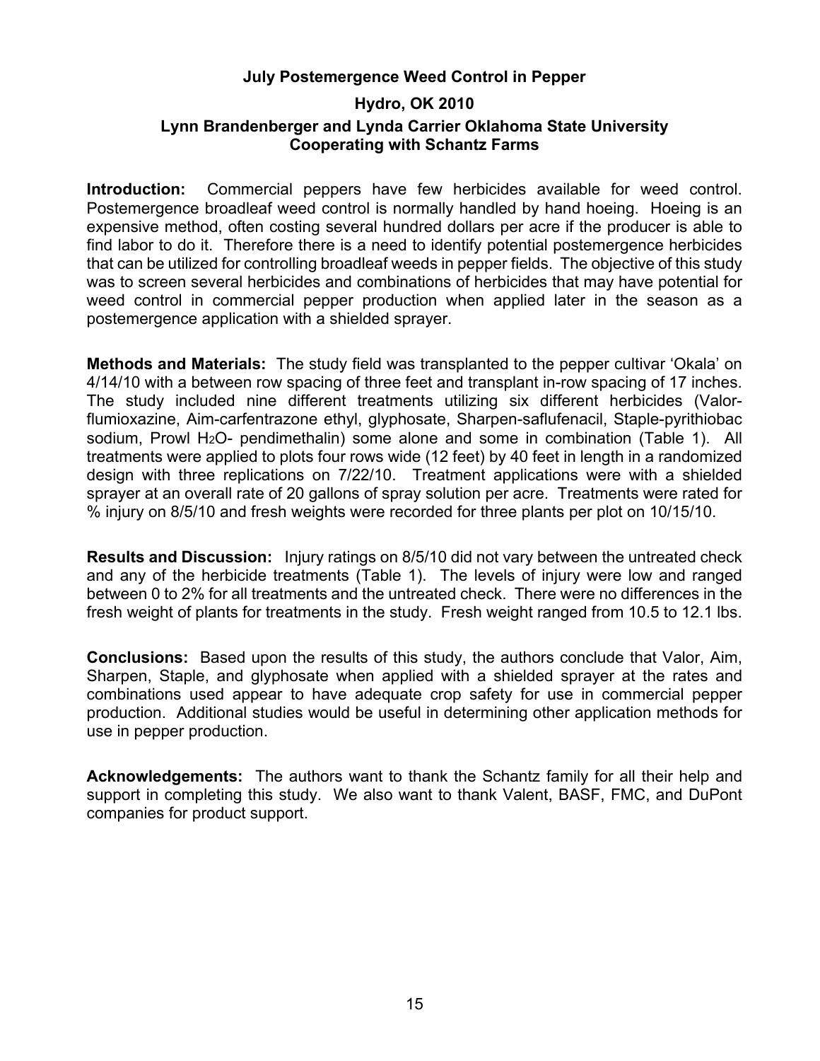# July Postemergence Weed Control in Pepper

## Hydro, OK 2010

### Lynn Brandenberger and Lynda Carrier Oklahoma State University Cooperating with Schantz Farms

**Introduction:** Commercial peppers have few herbicides available for weed control. Postemergence broadleaf weed control is normally handled by hand hoeing. Hoeing is an expensive method, often costing several hundred dollars per acre if the producer is able to find labor to do it. Therefore there is a need to identify potential postemergence herbicides that can be utilized for controlling broadleaf weeds in pepper fields. The objective of this study was to screen several herbicides and combinations of herbicides that may have potential for weed control in commercial pepper production when applied later in the season as a postemergence application with a shielded sprayer.

**Methods and Materials:** The study field was transplanted to the pepper cultivar 'Okala' on 4/14/10 with a between row spacing of three feet and transplant in-row spacing of 17 inches. The study included nine different treatments utilizing six different herbicides (Valor-flumioxazine, Aim-carfentrazone ethyl, glyphosate, Sharpen-saflufenacil, Staple-pyrithiobac sodium, Prowl $H_2O$- pendimethalin) some alone and some in combination (Table 1). All treatments were applied to plots four rows wide (12 feet) by 40 feet in length in a randomized design with three replications on 7/22/10. Treatment applications were with a shielded sprayer at an overall rate of 20 gallons of spray solution per acre. Treatments were rated for % injury on 8/5/10 and fresh weights were recorded for three plants per plot on 10/15/10.

**Results and Discussion:** Injury ratings on 8/5/10 did not vary between the untreated check and any of the herbicide treatments (Table 1). The levels of injury were low and ranged between 0 to 2% for all treatments and the untreated check. There were no differences in the fresh weight of plants for treatments in the study. Fresh weight ranged from 10.5 to 12.1 lbs.

**Conclusions:** Based upon the results of this study, the authors conclude that Valor, Aim, Sharpen, Staple, and glyphosate when applied with a shielded sprayer at the rates and combinations used appear to have adequate crop safety for use in commercial pepper production. Additional studies would be useful in determining other application methods for use in pepper production.

**Acknowledgements:** The authors want to thank the Schantz family for all their help and support in completing this study. We also want to thank Valent, BASF, FMC, and DuPont companies for product support.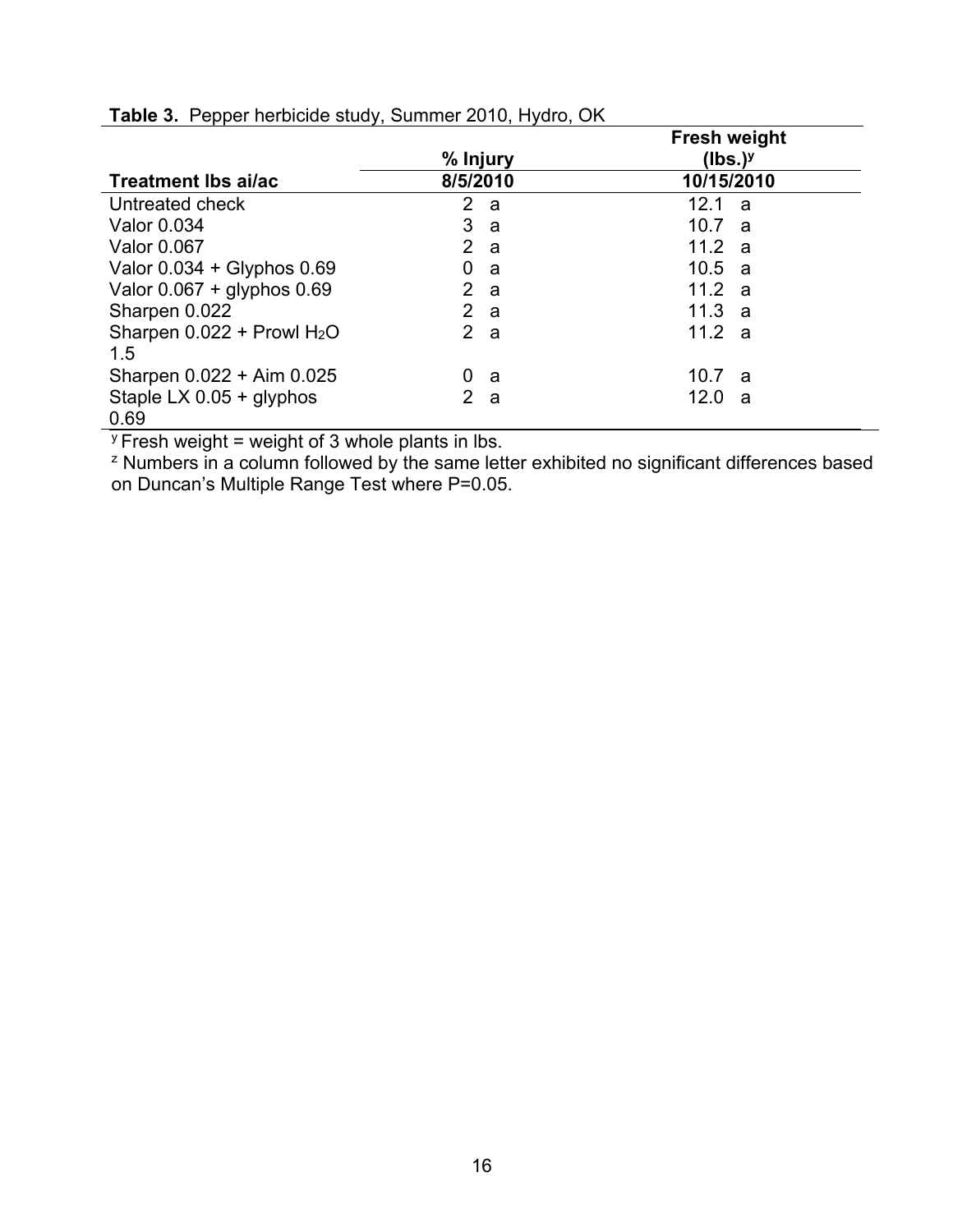**Table 3.** Pepper herbicide study, Summer 2010, Hydro, OK

| | % Injury | Fresh weight (lbs.)[y] |
|---|---|---|
| **Treatment lbs ai/ac** | **8/5/2010** | **10/15/2010** |
| Untreated check | 2 a | 12.1 a |
| Valor 0.034 | 3 a | 10.7 a |
| Valor 0.067 | 2 a | 11.2 a |
| Valor 0.034 + Glyphos 0.69 | 0 a | 10.5 a |
| Valor 0.067 + glyphos 0.69 | 2 a | 11.2 a |
| Sharpen 0.022 | 2 a | 11.3 a |
| Sharpen 0.022 + Prowl $H_2O$ 1.5 | 2 a | 11.2 a |
| Sharpen 0.022 + Aim 0.025 | 0 a | 10.7 a |
| Staple LX 0.05 + glyphos 0.69 | 2 a | 12.0 a |

[y] Fresh weight = weight of 3 whole plants in lbs.

[z] Numbers in a column followed by the same letter exhibited no significant differences based on Duncan's Multiple Range Test where P=0.05.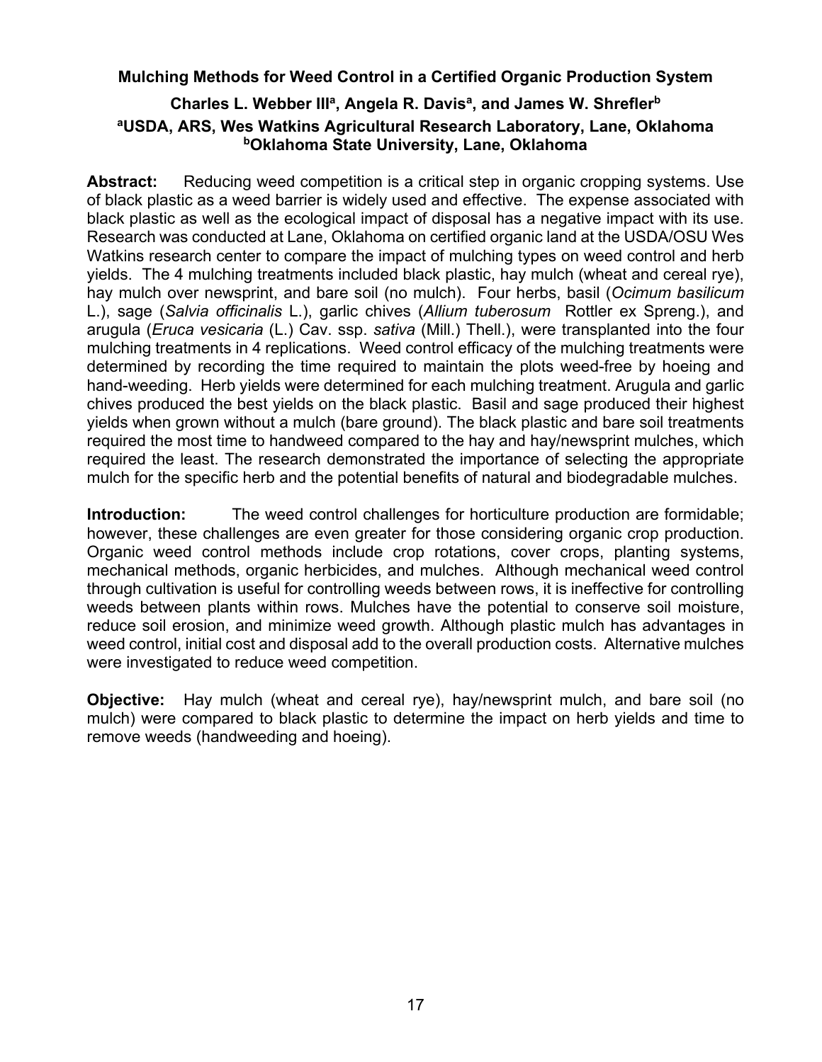## Mulching Methods for Weed Control in a Certified Organic Production System

**Charles L. Webber III[a], Angela R. Davis[a], and James W. Shrefler[b]**

**[a]USDA, ARS, Wes Watkins Agricultural Research Laboratory, Lane, Oklahoma**
**[b]Oklahoma State University, Lane, Oklahoma**

**Abstract:** Reducing weed competition is a critical step in organic cropping systems. Use of black plastic as a weed barrier is widely used and effective. The expense associated with black plastic as well as the ecological impact of disposal has a negative impact with its use. Research was conducted at Lane, Oklahoma on certified organic land at the USDA/OSU Wes Watkins research center to compare the impact of mulching types on weed control and herb yields. The 4 mulching treatments included black plastic, hay mulch (wheat and cereal rye), hay mulch over newsprint, and bare soil (no mulch). Four herbs, basil (*Ocimum basilicum* L.), sage (*Salvia officinalis* L.), garlic chives (*Allium tuberosum* Rottler ex Spreng.), and arugula (*Eruca vesicaria* (L.) Cav. ssp. *sativa* (Mill.) Thell.), were transplanted into the four mulching treatments in 4 replications. Weed control efficacy of the mulching treatments were determined by recording the time required to maintain the plots weed-free by hoeing and hand-weeding. Herb yields were determined for each mulching treatment. Arugula and garlic chives produced the best yields on the black plastic. Basil and sage produced their highest yields when grown without a mulch (bare ground). The black plastic and bare soil treatments required the most time to handweed compared to the hay and hay/newsprint mulches, which required the least. The research demonstrated the importance of selecting the appropriate mulch for the specific herb and the potential benefits of natural and biodegradable mulches.

**Introduction:** The weed control challenges for horticulture production are formidable; however, these challenges are even greater for those considering organic crop production. Organic weed control methods include crop rotations, cover crops, planting systems, mechanical methods, organic herbicides, and mulches. Although mechanical weed control through cultivation is useful for controlling weeds between rows, it is ineffective for controlling weeds between plants within rows. Mulches have the potential to conserve soil moisture, reduce soil erosion, and minimize weed growth. Although plastic mulch has advantages in weed control, initial cost and disposal add to the overall production costs. Alternative mulches were investigated to reduce weed competition.

**Objective:** Hay mulch (wheat and cereal rye), hay/newsprint mulch, and bare soil (no mulch) were compared to black plastic to determine the impact on herb yields and time to remove weeds (handweeding and hoeing).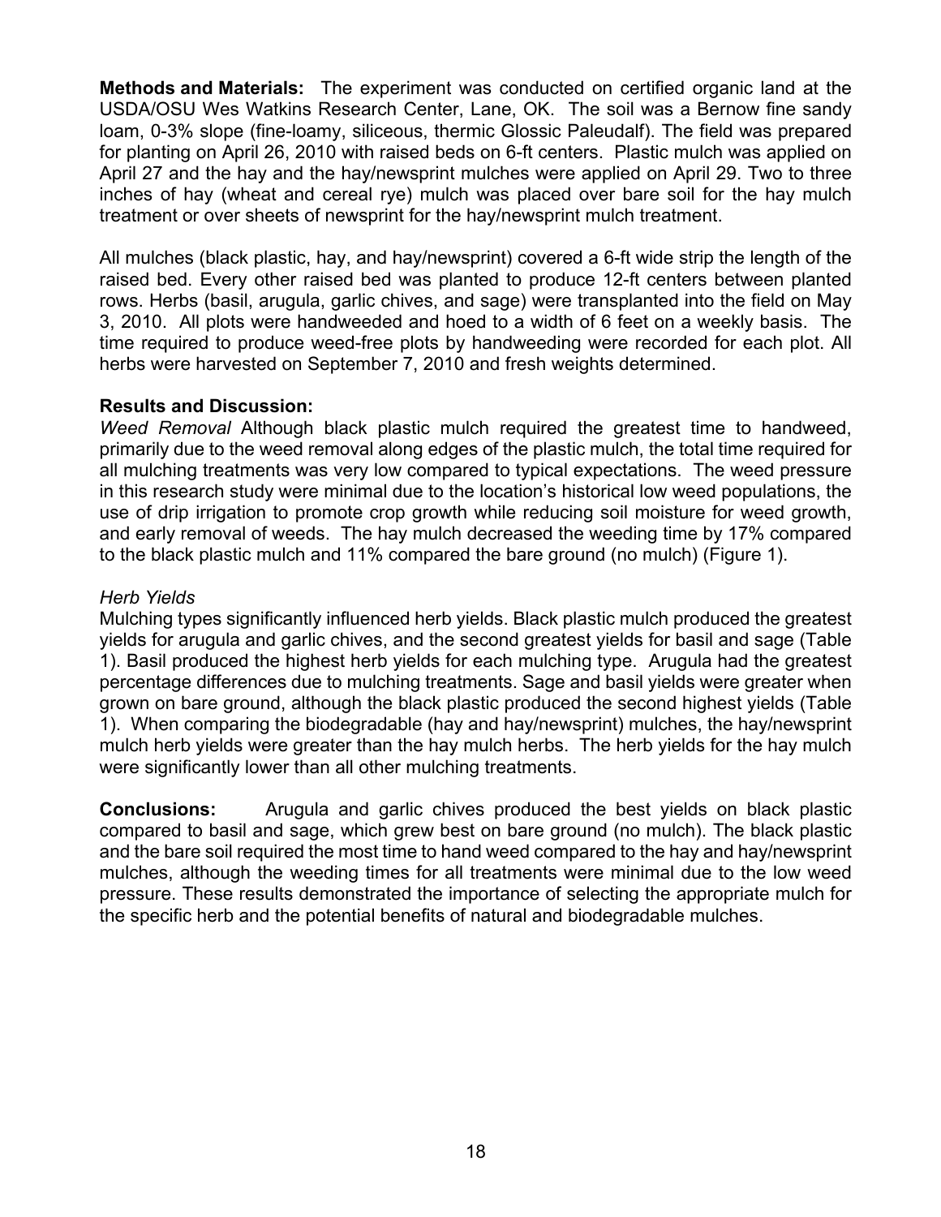**Methods and Materials:** The experiment was conducted on certified organic land at the USDA/OSU Wes Watkins Research Center, Lane, OK. The soil was a Bernow fine sandy loam, 0-3% slope (fine-loamy, siliceous, thermic Glossic Paleudalf). The field was prepared for planting on April 26, 2010 with raised beds on 6-ft centers. Plastic mulch was applied on April 27 and the hay and the hay/newsprint mulches were applied on April 29. Two to three inches of hay (wheat and cereal rye) mulch was placed over bare soil for the hay mulch treatment or over sheets of newsprint for the hay/newsprint mulch treatment.

All mulches (black plastic, hay, and hay/newsprint) covered a 6-ft wide strip the length of the raised bed. Every other raised bed was planted to produce 12-ft centers between planted rows. Herbs (basil, arugula, garlic chives, and sage) were transplanted into the field on May 3, 2010. All plots were handweeded and hoed to a width of 6 feet on a weekly basis. The time required to produce weed-free plots by handweeding were recorded for each plot. All herbs were harvested on September 7, 2010 and fresh weights determined.

**Results and Discussion:**

*Weed Removal* Although black plastic mulch required the greatest time to handweed, primarily due to the weed removal along edges of the plastic mulch, the total time required for all mulching treatments was very low compared to typical expectations. The weed pressure in this research study were minimal due to the location's historical low weed populations, the use of drip irrigation to promote crop growth while reducing soil moisture for weed growth, and early removal of weeds. The hay mulch decreased the weeding time by 17% compared to the black plastic mulch and 11% compared the bare ground (no mulch) (Figure 1).

*Herb Yields*

Mulching types significantly influenced herb yields. Black plastic mulch produced the greatest yields for arugula and garlic chives, and the second greatest yields for basil and sage (Table 1). Basil produced the highest herb yields for each mulching type. Arugula had the greatest percentage differences due to mulching treatments. Sage and basil yields were greater when grown on bare ground, although the black plastic produced the second highest yields (Table 1). When comparing the biodegradable (hay and hay/newsprint) mulches, the hay/newsprint mulch herb yields were greater than the hay mulch herbs. The herb yields for the hay mulch were significantly lower than all other mulching treatments.

**Conclusions:** Arugula and garlic chives produced the best yields on black plastic compared to basil and sage, which grew best on bare ground (no mulch). The black plastic and the bare soil required the most time to hand weed compared to the hay and hay/newsprint mulches, although the weeding times for all treatments were minimal due to the low weed pressure. These results demonstrated the importance of selecting the appropriate mulch for the specific herb and the potential benefits of natural and biodegradable mulches.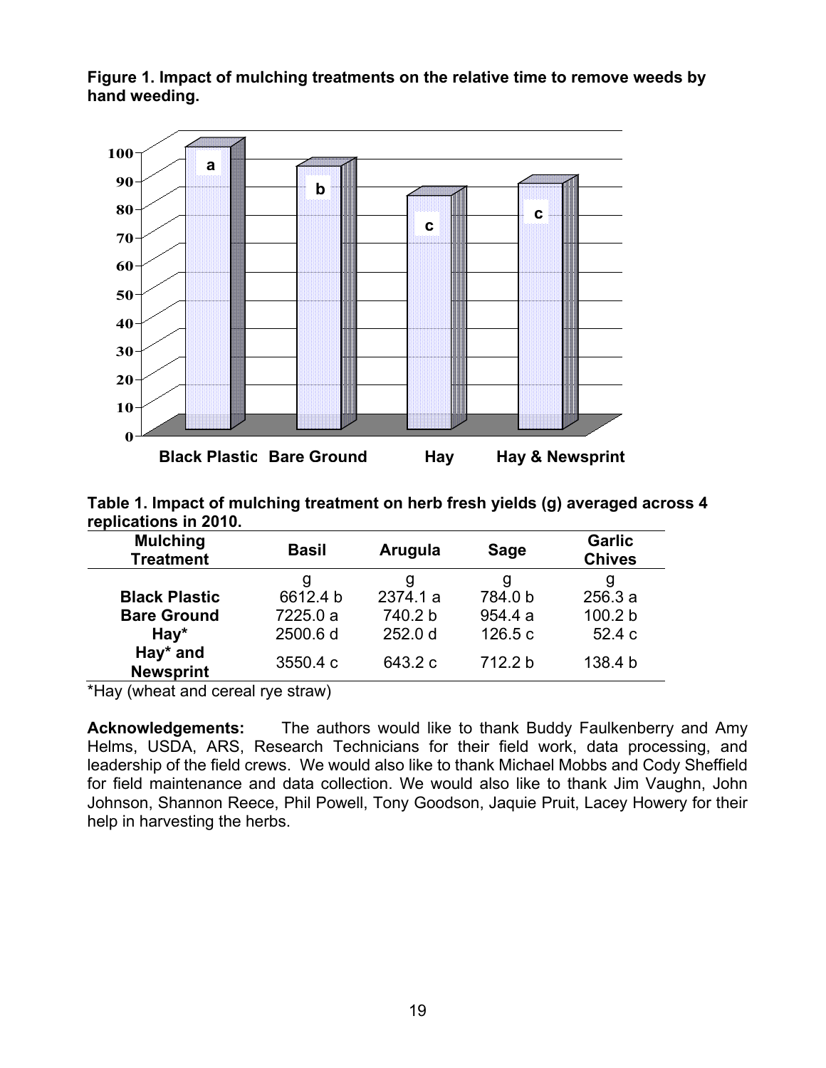**Figure 1. Impact of mulching treatments on the relative time to remove weeds by hand weeding.**

100
90
80
70
60
50
40
30
20
10
0

a
b
c
c

Black Plastic Bare Ground Hay Hay & Newsprint

**Table 1. Impact of mulching treatment on herb fresh yields (g) averaged across 4 replications in 2010.**

| Mulching Treatment | Basil | Arugula | Sage | Garlic Chives |
|---|---|---|---|---|
| | g | g | g | g |
| **Black Plastic** | 6612.4 b | 2374.1 a | 784.0 b | 256.3 a |
| **Bare Ground** | 7225.0 a | 740.2 b | 954.4 a | 100.2 b |
| **Hay*** | 2500.6 d | 252.0 d | 126.5 c | 52.4 c |
| **Hay* and Newsprint** | 3550.4 c | 643.2 c | 712.2 b | 138.4 b |

*Hay (wheat and cereal rye straw)

**Acknowledgements:** The authors would like to thank Buddy Faulkenberry and Amy Helms, USDA, ARS, Research Technicians for their field work, data processing, and leadership of the field crews. We would also like to thank Michael Mobbs and Cody Sheffield for field maintenance and data collection. We would also like to thank Jim Vaughn, John Johnson, Shannon Reece, Phil Powell, Tony Goodson, Jaquie Pruit, Lacey Howery for their help in harvesting the herbs.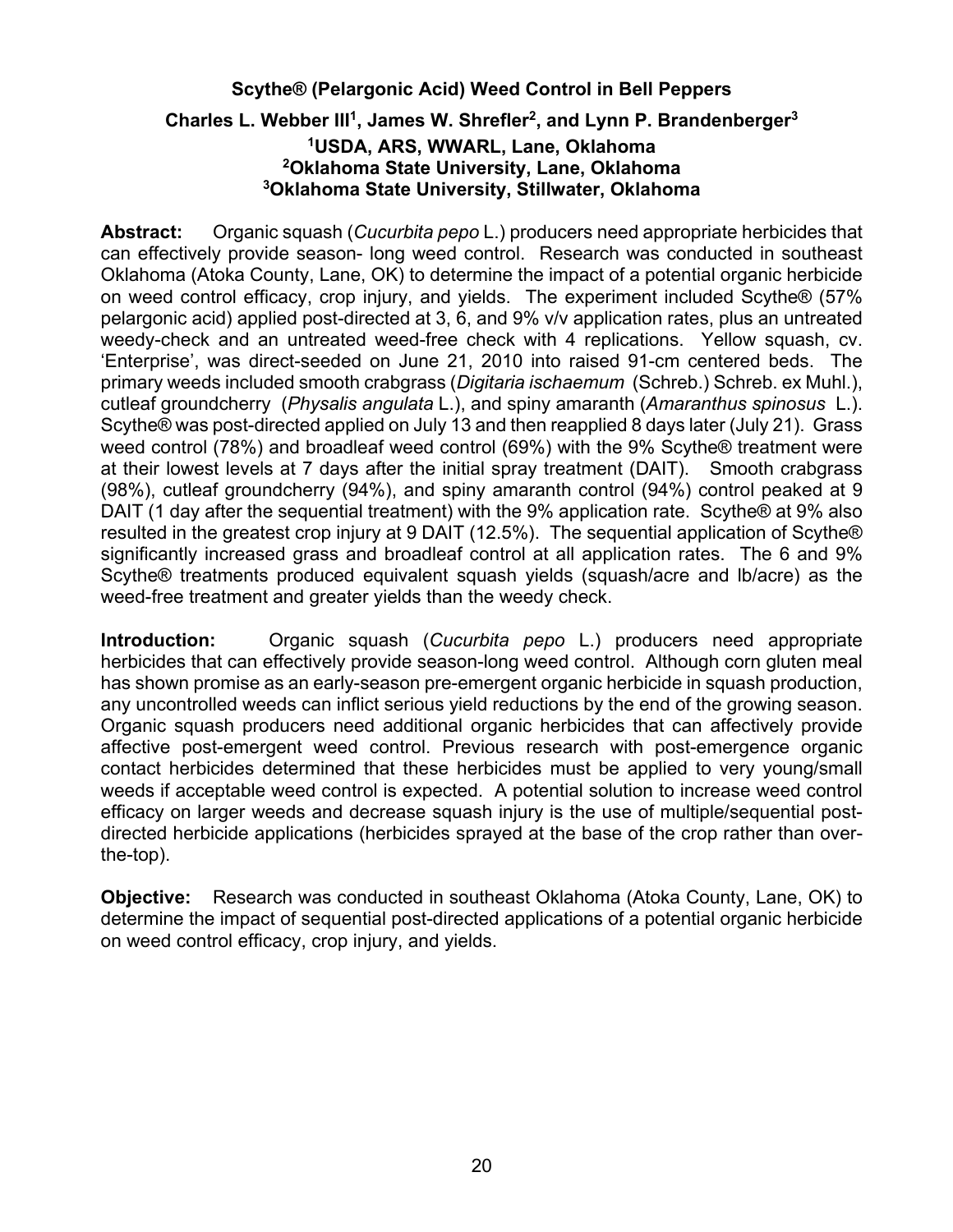# Scythe® (Pelargonic Acid) Weed Control in Bell Peppers

**Charles L. Webber III[1], James W. Shrefler[2], and Lynn P. Brandenberger[3]**

**[1]USDA, ARS, WWARL, Lane, Oklahoma**
**[2]Oklahoma State University, Lane, Oklahoma**
**[3]Oklahoma State University, Stillwater, Oklahoma**

**Abstract:** Organic squash (*Cucurbita pepo* L.) producers need appropriate herbicides that can effectively provide season- long weed control. Research was conducted in southeast Oklahoma (Atoka County, Lane, OK) to determine the impact of a potential organic herbicide on weed control efficacy, crop injury, and yields. The experiment included Scythe® (57% pelargonic acid) applied post-directed at 3, 6, and 9% v/v application rates, plus an untreated weedy-check and an untreated weed-free check with 4 replications. Yellow squash, cv. 'Enterprise', was direct-seeded on June 21, 2010 into raised 91-cm centered beds. The primary weeds included smooth crabgrass (*Digitaria ischaemum* (Schreb.) Schreb. ex Muhl.), cutleaf groundcherry (*Physalis angulata* L.), and spiny amaranth (*Amaranthus spinosus* L.). Scythe® was post-directed applied on July 13 and then reapplied 8 days later (July 21). Grass weed control (78%) and broadleaf weed control (69%) with the 9% Scythe® treatment were at their lowest levels at 7 days after the initial spray treatment (DAIT). Smooth crabgrass (98%), cutleaf groundcherry (94%), and spiny amaranth control (94%) control peaked at 9 DAIT (1 day after the sequential treatment) with the 9% application rate. Scythe® at 9% also resulted in the greatest crop injury at 9 DAIT (12.5%). The sequential application of Scythe® significantly increased grass and broadleaf control at all application rates. The 6 and 9% Scythe® treatments produced equivalent squash yields (squash/acre and lb/acre) as the weed-free treatment and greater yields than the weedy check.

**Introduction:** Organic squash (*Cucurbita pepo* L.) producers need appropriate herbicides that can effectively provide season-long weed control. Although corn gluten meal has shown promise as an early-season pre-emergent organic herbicide in squash production, any uncontrolled weeds can inflict serious yield reductions by the end of the growing season. Organic squash producers need additional organic herbicides that can affectively provide affective post-emergent weed control. Previous research with post-emergence organic contact herbicides determined that these herbicides must be applied to very young/small weeds if acceptable weed control is expected. A potential solution to increase weed control efficacy on larger weeds and decrease squash injury is the use of multiple/sequential post-directed herbicide applications (herbicides sprayed at the base of the crop rather than over-the-top).

**Objective:** Research was conducted in southeast Oklahoma (Atoka County, Lane, OK) to determine the impact of sequential post-directed applications of a potential organic herbicide on weed control efficacy, crop injury, and yields.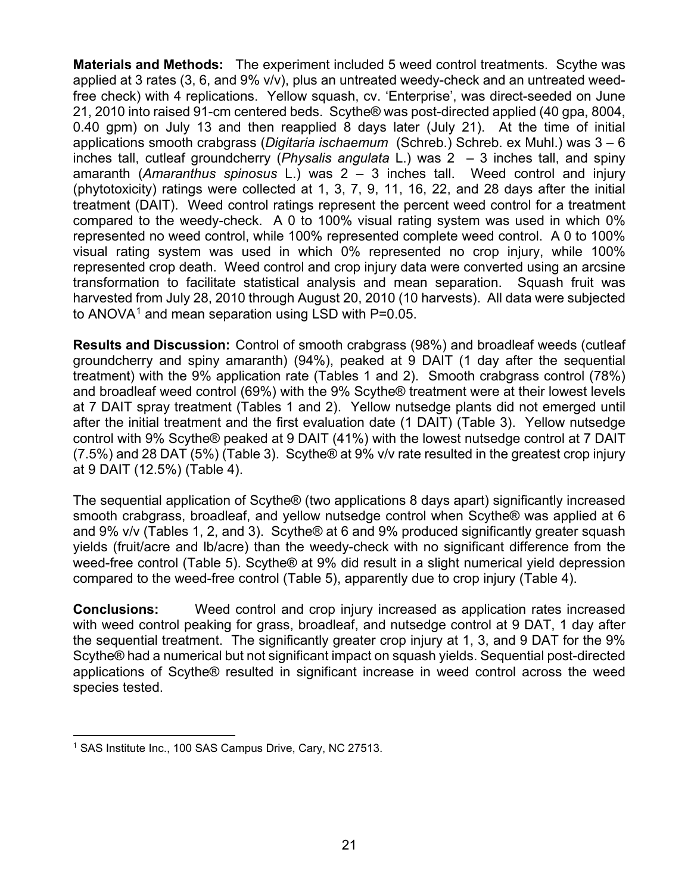**Materials and Methods:** The experiment included 5 weed control treatments. Scythe was applied at 3 rates (3, 6, and 9% v/v), plus an untreated weedy-check and an untreated weed-free check) with 4 replications. Yellow squash, cv. 'Enterprise', was direct-seeded on June 21, 2010 into raised 91-cm centered beds. Scythe® was post-directed applied (40 gpa, 8004, 0.40 gpm) on July 13 and then reapplied 8 days later (July 21). At the time of initial applications smooth crabgrass (*Digitaria ischaemum* (Schreb.) Schreb. ex Muhl.) was 3 – 6 inches tall, cutleaf groundcherry (*Physalis angulata* L.) was 2 – 3 inches tall, and spiny amaranth (*Amaranthus spinosus* L.) was 2 – 3 inches tall. Weed control and injury (phytotoxicity) ratings were collected at 1, 3, 7, 9, 11, 16, 22, and 28 days after the initial treatment (DAIT). Weed control ratings represent the percent weed control for a treatment compared to the weedy-check. A 0 to 100% visual rating system was used in which 0% represented no weed control, while 100% represented complete weed control. A 0 to 100% visual rating system was used in which 0% represented no crop injury, while 100% represented crop death. Weed control and crop injury data were converted using an arcsine transformation to facilitate statistical analysis and mean separation. Squash fruit was harvested from July 28, 2010 through August 20, 2010 (10 harvests). All data were subjected to ANOVA[1] and mean separation using LSD with P=0.05.

**Results and Discussion:** Control of smooth crabgrass (98%) and broadleaf weeds (cutleaf groundcherry and spiny amaranth) (94%), peaked at 9 DAIT (1 day after the sequential treatment) with the 9% application rate (Tables 1 and 2). Smooth crabgrass control (78%) and broadleaf weed control (69%) with the 9% Scythe® treatment were at their lowest levels at 7 DAIT spray treatment (Tables 1 and 2). Yellow nutsedge plants did not emerged until after the initial treatment and the first evaluation date (1 DAIT) (Table 3). Yellow nutsedge control with 9% Scythe® peaked at 9 DAIT (41%) with the lowest nutsedge control at 7 DAIT (7.5%) and 28 DAT (5%) (Table 3). Scythe® at 9% v/v rate resulted in the greatest crop injury at 9 DAIT (12.5%) (Table 4).

The sequential application of Scythe® (two applications 8 days apart) significantly increased smooth crabgrass, broadleaf, and yellow nutsedge control when Scythe® was applied at 6 and 9% v/v (Tables 1, 2, and 3). Scythe® at 6 and 9% produced significantly greater squash yields (fruit/acre and lb/acre) than the weedy-check with no significant difference from the weed-free control (Table 5). Scythe® at 9% did result in a slight numerical yield depression compared to the weed-free control (Table 5), apparently due to crop injury (Table 4).

**Conclusions:** Weed control and crop injury increased as application rates increased with weed control peaking for grass, broadleaf, and nutsedge control at 9 DAT, 1 day after the sequential treatment. The significantly greater crop injury at 1, 3, and 9 DAT for the 9% Scythe® had a numerical but not significant impact on squash yields. Sequential post-directed applications of Scythe® resulted in significant increase in weed control across the weed species tested.

[1] SAS Institute Inc., 100 SAS Campus Drive, Cary, NC 27513.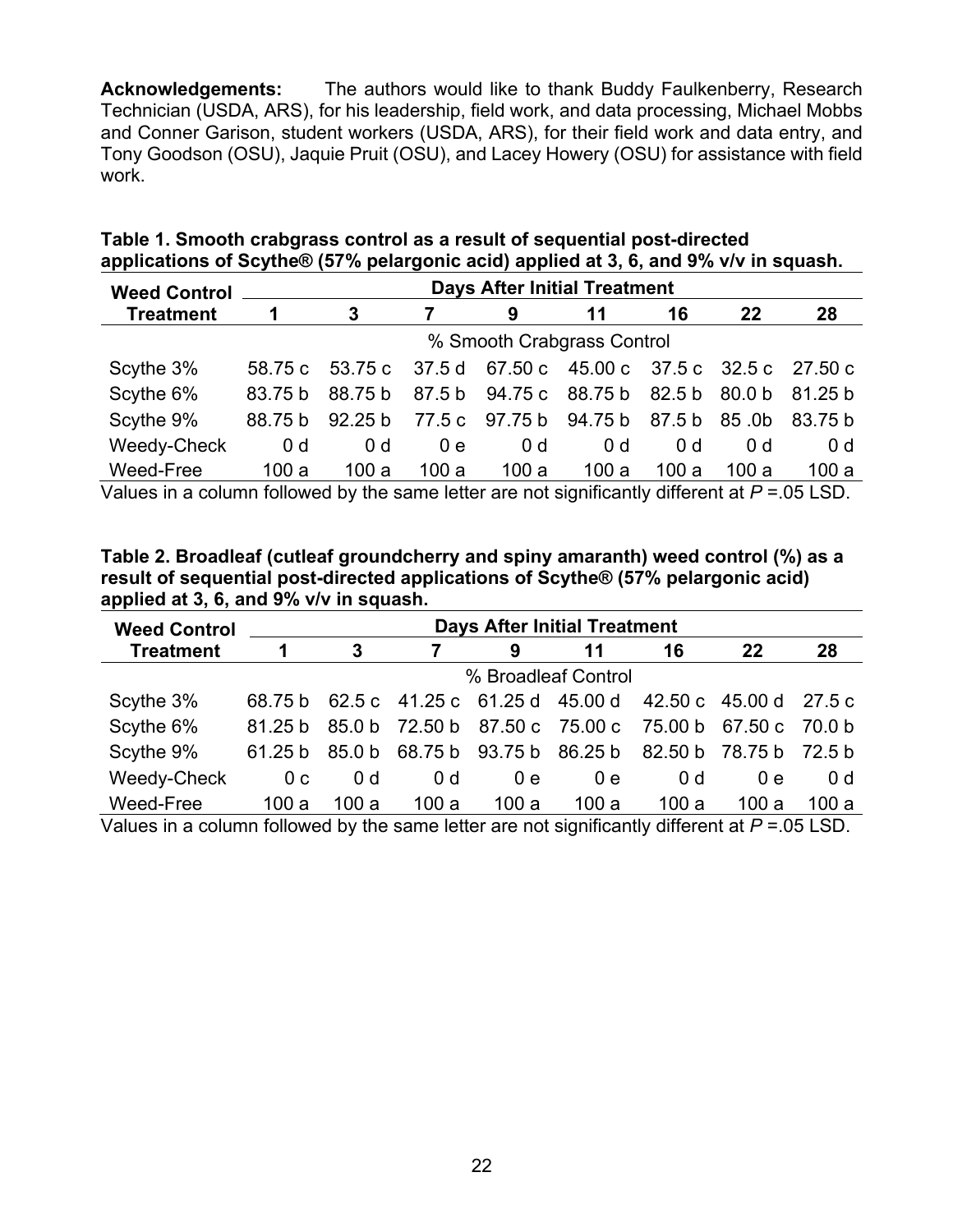**Acknowledgements:** The authors would like to thank Buddy Faulkenberry, Research Technician (USDA, ARS), for his leadership, field work, and data processing, Michael Mobbs and Conner Garison, student workers (USDA, ARS), for their field work and data entry, and Tony Goodson (OSU), Jaquie Pruit (OSU), and Lacey Howery (OSU) for assistance with field work.

**Table 1. Smooth crabgrass control as a result of sequential post-directed applications of Scythe® (57% pelargonic acid) applied at 3, 6, and 9% v/v in squash.**

| Weed Control | Days After Initial Treatment | | | | | | | |
|---|---|---|---|---|---|---|---|---|
| Treatment | 1 | 3 | 7 | 9 | 11 | 16 | 22 | 28 |
| | % Smooth Crabgrass Control | | | | | | | |
| Scythe 3% | 58.75 c | 53.75 c | 37.5 d | 67.50 c | 45.00 c | 37.5 c | 32.5 c | 27.50 c |
| Scythe 6% | 83.75 b | 88.75 b | 87.5 b | 94.75 c | 88.75 b | 82.5 b | 80.0 b | 81.25 b |
| Scythe 9% | 88.75 b | 92.25 b | 77.5 c | 97.75 b | 94.75 b | 87.5 b | 85 .0b | 83.75 b |
| Weedy-Check | 0 d | 0 d | 0 e | 0 d | 0 d | 0 d | 0 d | 0 d |
| Weed-Free | 100 a | 100 a | 100 a | 100 a | 100 a | 100 a | 100 a | 100 a |

Values in a column followed by the same letter are not significantly different at $P$ =.05 LSD.

**Table 2. Broadleaf (cutleaf groundcherry and spiny amaranth) weed control (%) as a result of sequential post-directed applications of Scythe® (57% pelargonic acid) applied at 3, 6, and 9% v/v in squash.**

| Weed Control | Days After Initial Treatment | | | | | | | |
|---|---|---|---|---|---|---|---|---|
| Treatment | 1 | 3 | 7 | 9 | 11 | 16 | 22 | 28 |
| | % Broadleaf Control | | | | | | | |
| Scythe 3% | 68.75 b | 62.5 c | 41.25 c | 61.25 d | 45.00 d | 42.50 c | 45.00 d | 27.5 c |
| Scythe 6% | 81.25 b | 85.0 b | 72.50 b | 87.50 c | 75.00 c | 75.00 b | 67.50 c | 70.0 b |
| Scythe 9% | 61.25 b | 85.0 b | 68.75 b | 93.75 b | 86.25 b | 82.50 b | 78.75 b | 72.5 b |
| Weedy-Check | 0 c | 0 d | 0 d | 0 e | 0 e | 0 d | 0 e | 0 d |
| Weed-Free | 100 a | 100 a | 100 a | 100 a | 100 a | 100 a | 100 a | 100 a |

Values in a column followed by the same letter are not significantly different at $P$ =.05 LSD.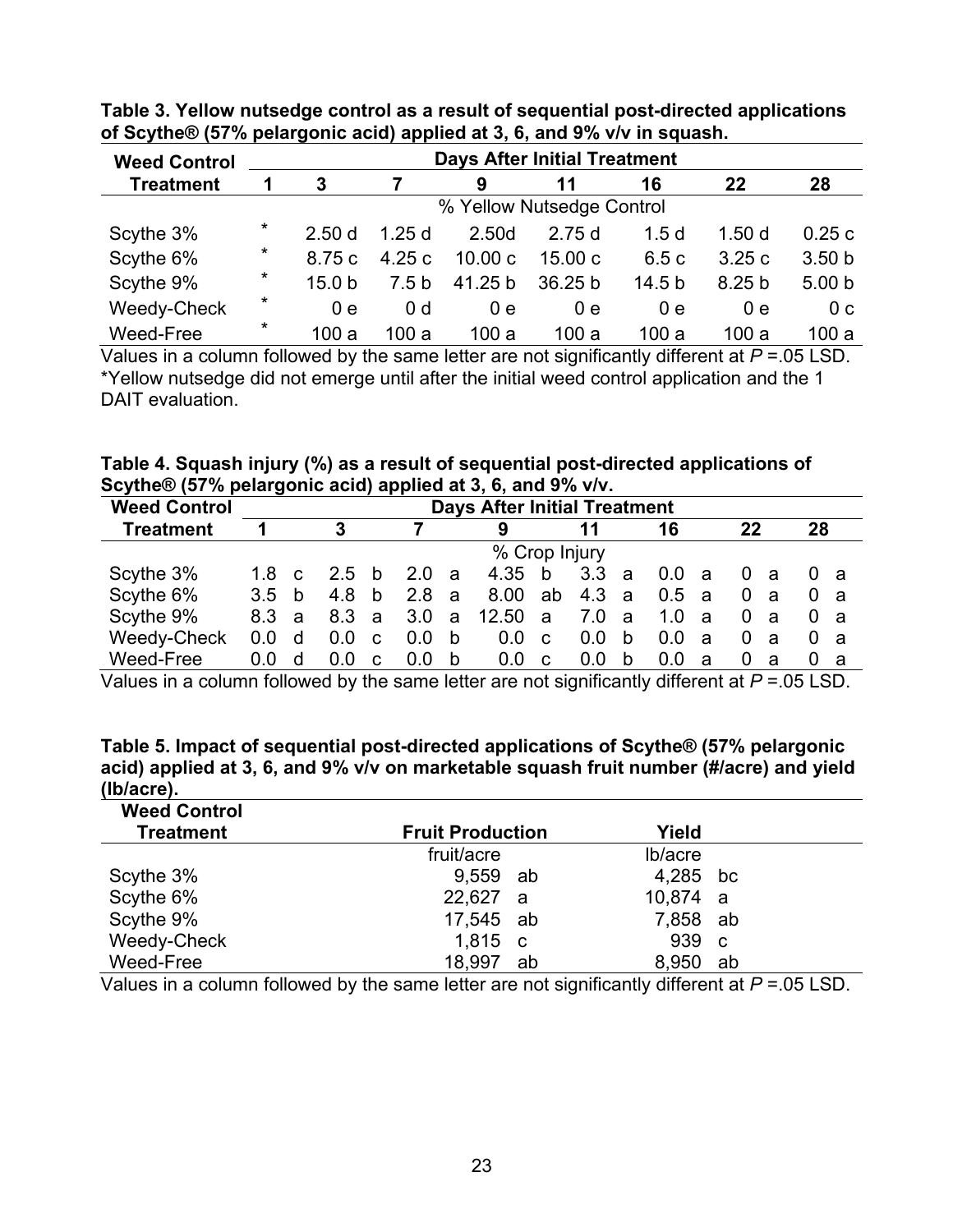**Table 3. Yellow nutsedge control as a result of sequential post-directed applications of Scythe® (57% pelargonic acid) applied at 3, 6, and 9% v/v in squash.**

| Weed Control | Days After Initial Treatment | | | | | | | |
|---|---|---|---|---|---|---|---|---|
| Treatment | 1 | 3 | 7 | 9 | 11 | 16 | 22 | 28 |
| | % Yellow Nutsedge Control | | | | | | | |
| Scythe 3% | * | 2.50 d | 1.25 d | 2.50d | 2.75 d | 1.5 d | 1.50 d | 0.25 c |
| Scythe 6% | * | 8.75 c | 4.25 c | 10.00 c | 15.00 c | 6.5 c | 3.25 c | 3.50 b |
| Scythe 9% | * | 15.0 b | 7.5 b | 41.25 b | 36.25 b | 14.5 b | 8.25 b | 5.00 b |
| Weedy-Check | * | 0 e | 0 d | 0 e | 0 e | 0 e | 0 e | 0 c |
| Weed-Free | * | 100 a | 100 a | 100 a | 100 a | 100 a | 100 a | 100 a |

Values in a column followed by the same letter are not significantly different at *P* =.05 LSD.
*Yellow nutsedge did not emerge until after the initial weed control application and the 1 DAIT evaluation.

**Table 4. Squash injury (%) as a result of sequential post-directed applications of Scythe® (57% pelargonic acid) applied at 3, 6, and 9% v/v.**

| Weed Control | Days After Initial Treatment | | | | | | | |
|---|---|---|---|---|---|---|---|---|
| Treatment | 1 | 3 | 7 | 9 | 11 | 16 | 22 | 28 |
| | % Crop Injury | | | | | | | |
| Scythe 3% | 1.8 c | 2.5 b | 2.0 a | 4.35 b | 3.3 a | 0.0 a | 0 a | 0 a |
| Scythe 6% | 3.5 b | 4.8 b | 2.8 a | 8.00 ab | 4.3 a | 0.5 a | 0 a | 0 a |
| Scythe 9% | 8.3 a | 8.3 a | 3.0 a | 12.50 a | 7.0 a | 1.0 a | 0 a | 0 a |
| Weedy-Check | 0.0 d | 0.0 c | 0.0 b | 0.0 c | 0.0 b | 0.0 a | 0 a | 0 a |
| Weed-Free | 0.0 d | 0.0 c | 0.0 b | 0.0 c | 0.0 b | 0.0 a | 0 a | 0 a |

Values in a column followed by the same letter are not significantly different at *P* =.05 LSD.

**Table 5. Impact of sequential post-directed applications of Scythe® (57% pelargonic acid) applied at 3, 6, and 9% v/v on marketable squash fruit number (#/acre) and yield (lb/acre).**

| Weed Control Treatment | Fruit Production | Yield |
|---|---|---|
| | fruit/acre | lb/acre |
| Scythe 3% | 9,559 ab | 4,285 bc |
| Scythe 6% | 22,627 a | 10,874 a |
| Scythe 9% | 17,545 ab | 7,858 ab |
| Weedy-Check | 1,815 c | 939 c |
| Weed-Free | 18,997 ab | 8,950 ab |

Values in a column followed by the same letter are not significantly different at *P* =.05 LSD.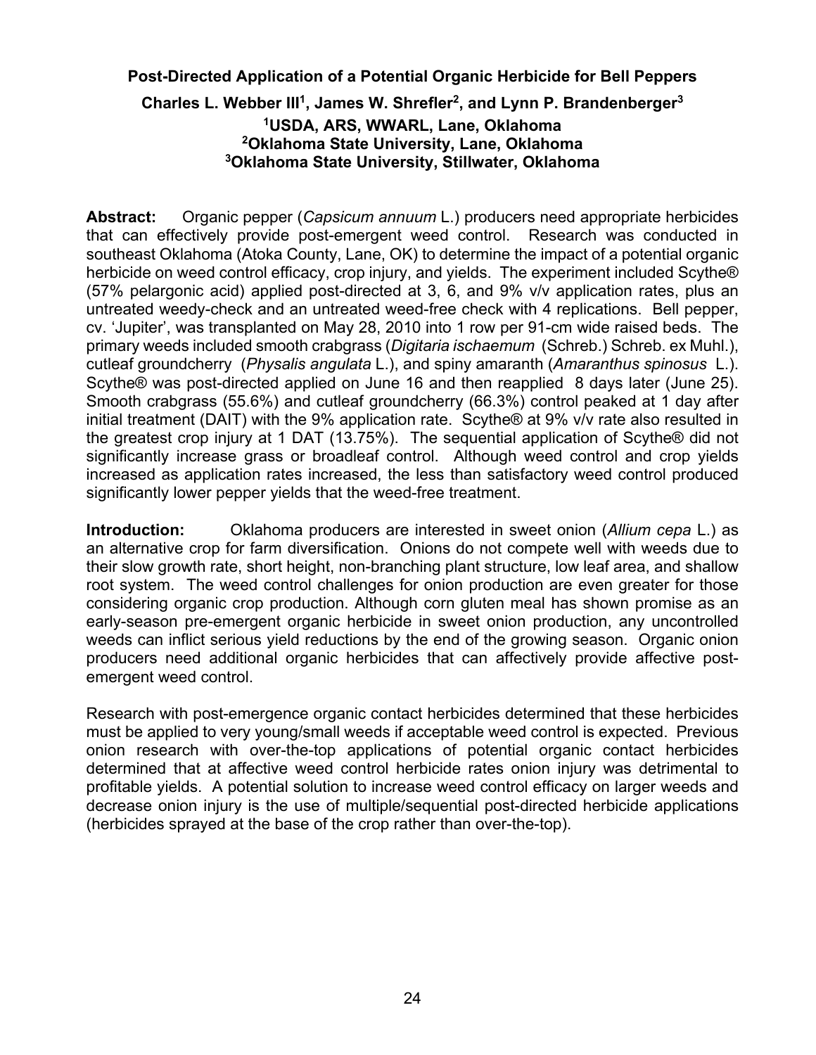**Post-Directed Application of a Potential Organic Herbicide for Bell Peppers**

**Charles L. Webber III[1], James W. Shrefler[2], and Lynn P. Brandenberger[3]**

**[1]USDA, ARS, WWARL, Lane, Oklahoma**
**[2]Oklahoma State University, Lane, Oklahoma**
**[3]Oklahoma State University, Stillwater, Oklahoma**

**Abstract:** Organic pepper (*Capsicum annuum* L.) producers need appropriate herbicides that can effectively provide post-emergent weed control. Research was conducted in southeast Oklahoma (Atoka County, Lane, OK) to determine the impact of a potential organic herbicide on weed control efficacy, crop injury, and yields. The experiment included Scythe® (57% pelargonic acid) applied post-directed at 3, 6, and 9% v/v application rates, plus an untreated weedy-check and an untreated weed-free check with 4 replications. Bell pepper, cv. 'Jupiter', was transplanted on May 28, 2010 into 1 row per 91-cm wide raised beds. The primary weeds included smooth crabgrass (*Digitaria ischaemum* (Schreb.) Schreb. ex Muhl.), cutleaf groundcherry (*Physalis angulata* L.), and spiny amaranth (*Amaranthus spinosus* L.). Scythe® was post-directed applied on June 16 and then reapplied 8 days later (June 25). Smooth crabgrass (55.6%) and cutleaf groundcherry (66.3%) control peaked at 1 day after initial treatment (DAIT) with the 9% application rate. Scythe® at 9% v/v rate also resulted in the greatest crop injury at 1 DAT (13.75%). The sequential application of Scythe® did not significantly increase grass or broadleaf control. Although weed control and crop yields increased as application rates increased, the less than satisfactory weed control produced significantly lower pepper yields that the weed-free treatment.

**Introduction:** Oklahoma producers are interested in sweet onion (*Allium cepa* L.) as an alternative crop for farm diversification. Onions do not compete well with weeds due to their slow growth rate, short height, non-branching plant structure, low leaf area, and shallow root system. The weed control challenges for onion production are even greater for those considering organic crop production. Although corn gluten meal has shown promise as an early-season pre-emergent organic herbicide in sweet onion production, any uncontrolled weeds can inflict serious yield reductions by the end of the growing season. Organic onion producers need additional organic herbicides that can affectively provide affective post-emergent weed control.

Research with post-emergence organic contact herbicides determined that these herbicides must be applied to very young/small weeds if acceptable weed control is expected. Previous onion research with over-the-top applications of potential organic contact herbicides determined that at affective weed control herbicide rates onion injury was detrimental to profitable yields. A potential solution to increase weed control efficacy on larger weeds and decrease onion injury is the use of multiple/sequential post-directed herbicide applications (herbicides sprayed at the base of the crop rather than over-the-top).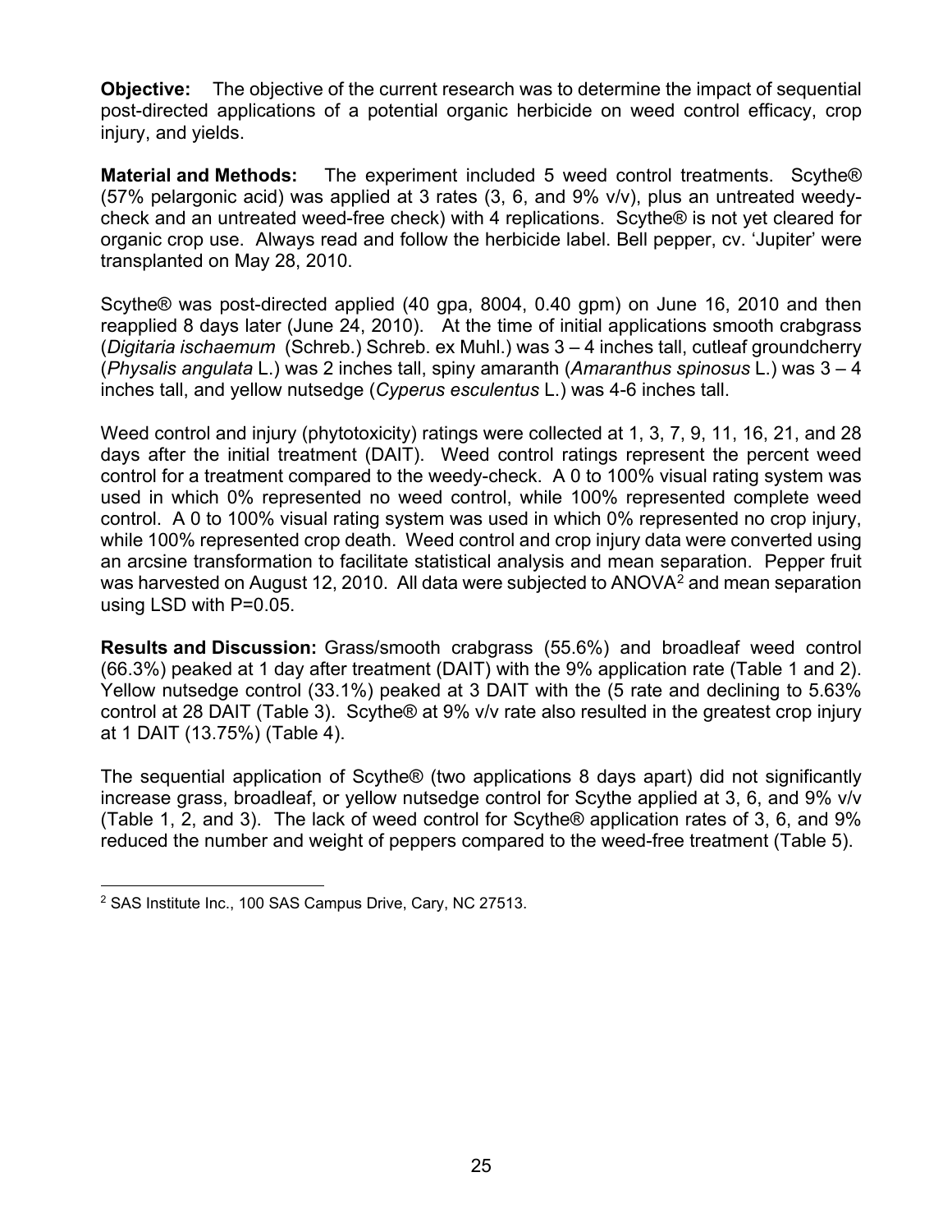**Objective:** The objective of the current research was to determine the impact of sequential post-directed applications of a potential organic herbicide on weed control efficacy, crop injury, and yields.

**Material and Methods:** The experiment included 5 weed control treatments. Scythe® (57% pelargonic acid) was applied at 3 rates (3, 6, and 9% v/v), plus an untreated weedy-check and an untreated weed-free check) with 4 replications. Scythe® is not yet cleared for organic crop use. Always read and follow the herbicide label. Bell pepper, cv. 'Jupiter' were transplanted on May 28, 2010.

Scythe® was post-directed applied (40 gpa, 8004, 0.40 gpm) on June 16, 2010 and then reapplied 8 days later (June 24, 2010). At the time of initial applications smooth crabgrass (*Digitaria ischaemum* (Schreb.) Schreb. ex Muhl.) was 3 – 4 inches tall, cutleaf groundcherry (*Physalis angulata* L.) was 2 inches tall, spiny amaranth (*Amaranthus spinosus* L.) was 3 – 4 inches tall, and yellow nutsedge (*Cyperus esculentus* L.) was 4-6 inches tall.

Weed control and injury (phytotoxicity) ratings were collected at 1, 3, 7, 9, 11, 16, 21, and 28 days after the initial treatment (DAIT). Weed control ratings represent the percent weed control for a treatment compared to the weedy-check. A 0 to 100% visual rating system was used in which 0% represented no weed control, while 100% represented complete weed control. A 0 to 100% visual rating system was used in which 0% represented no crop injury, while 100% represented crop death. Weed control and crop injury data were converted using an arcsine transformation to facilitate statistical analysis and mean separation. Pepper fruit was harvested on August 12, 2010. All data were subjected to ANOVA[2] and mean separation using LSD with P=0.05.

**Results and Discussion:** Grass/smooth crabgrass (55.6%) and broadleaf weed control (66.3%) peaked at 1 day after treatment (DAIT) with the 9% application rate (Table 1 and 2). Yellow nutsedge control (33.1%) peaked at 3 DAIT with the (5 rate and declining to 5.63% control at 28 DAIT (Table 3). Scythe® at 9% v/v rate also resulted in the greatest crop injury at 1 DAIT (13.75%) (Table 4).

The sequential application of Scythe® (two applications 8 days apart) did not significantly increase grass, broadleaf, or yellow nutsedge control for Scythe applied at 3, 6, and 9% v/v (Table 1, 2, and 3). The lack of weed control for Scythe® application rates of 3, 6, and 9% reduced the number and weight of peppers compared to the weed-free treatment (Table 5).

---

[2] SAS Institute Inc., 100 SAS Campus Drive, Cary, NC 27513.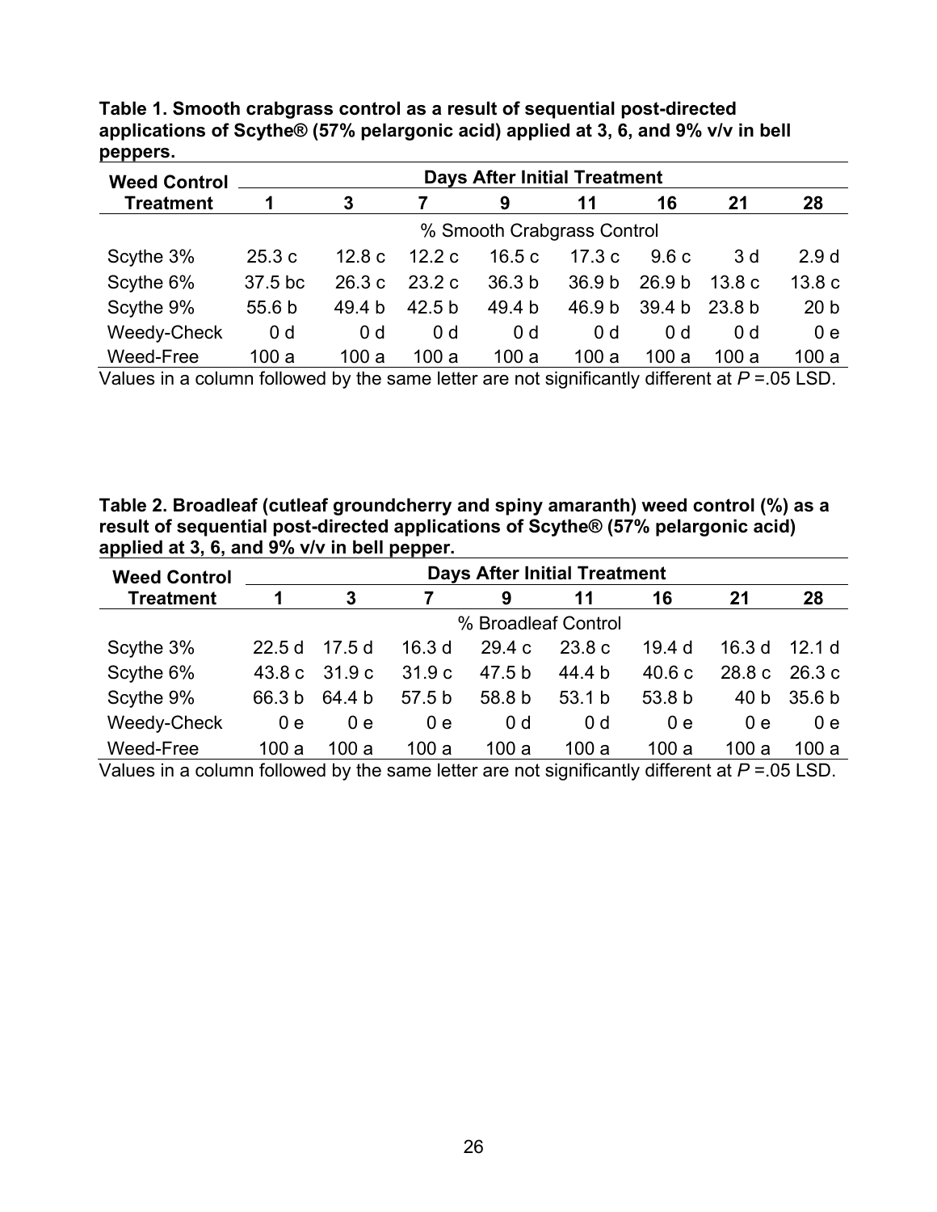**Table 1. Smooth crabgrass control as a result of sequential post-directed applications of Scythe® (57% pelargonic acid) applied at 3, 6, and 9% v/v in bell peppers.**

| Weed Control Treatment | Days After Initial Treatment | | | | | | | |
|---|---|---|---|---|---|---|---|---|
| | 1 | 3 | 7 | 9 | 11 | 16 | 21 | 28 |
| | % Smooth Crabgrass Control | | | | | | | |
| Scythe 3% | 25.3 c | 12.8 c | 12.2 c | 16.5 c | 17.3 c | 9.6 c | 3 d | 2.9 d |
| Scythe 6% | 37.5 bc | 26.3 c | 23.2 c | 36.3 b | 36.9 b | 26.9 b | 13.8 c | 13.8 c |
| Scythe 9% | 55.6 b | 49.4 b | 42.5 b | 49.4 b | 46.9 b | 39.4 b | 23.8 b | 20 b |
| Weedy-Check | 0 d | 0 d | 0 d | 0 d | 0 d | 0 d | 0 d | 0 e |
| Weed-Free | 100 a | 100 a | 100 a | 100 a | 100 a | 100 a | 100 a | 100 a |

Values in a column followed by the same letter are not significantly different at *P* =.05 LSD.

**Table 2. Broadleaf (cutleaf groundcherry and spiny amaranth) weed control (%) as a result of sequential post-directed applications of Scythe® (57% pelargonic acid) applied at 3, 6, and 9% v/v in bell pepper.**

| Weed Control Treatment | Days After Initial Treatment | | | | | | | |
|---|---|---|---|---|---|---|---|---|
| | 1 | 3 | 7 | 9 | 11 | 16 | 21 | 28 |
| | % Broadleaf Control | | | | | | | |
| Scythe 3% | 22.5 d | 17.5 d | 16.3 d | 29.4 c | 23.8 c | 19.4 d | 16.3 d | 12.1 d |
| Scythe 6% | 43.8 c | 31.9 c | 31.9 c | 47.5 b | 44.4 b | 40.6 c | 28.8 c | 26.3 c |
| Scythe 9% | 66.3 b | 64.4 b | 57.5 b | 58.8 b | 53.1 b | 53.8 b | 40 b | 35.6 b |
| Weedy-Check | 0 e | 0 e | 0 e | 0 d | 0 d | 0 e | 0 e | 0 e |
| Weed-Free | 100 a | 100 a | 100 a | 100 a | 100 a | 100 a | 100 a | 100 a |

Values in a column followed by the same letter are not significantly different at *P* =.05 LSD.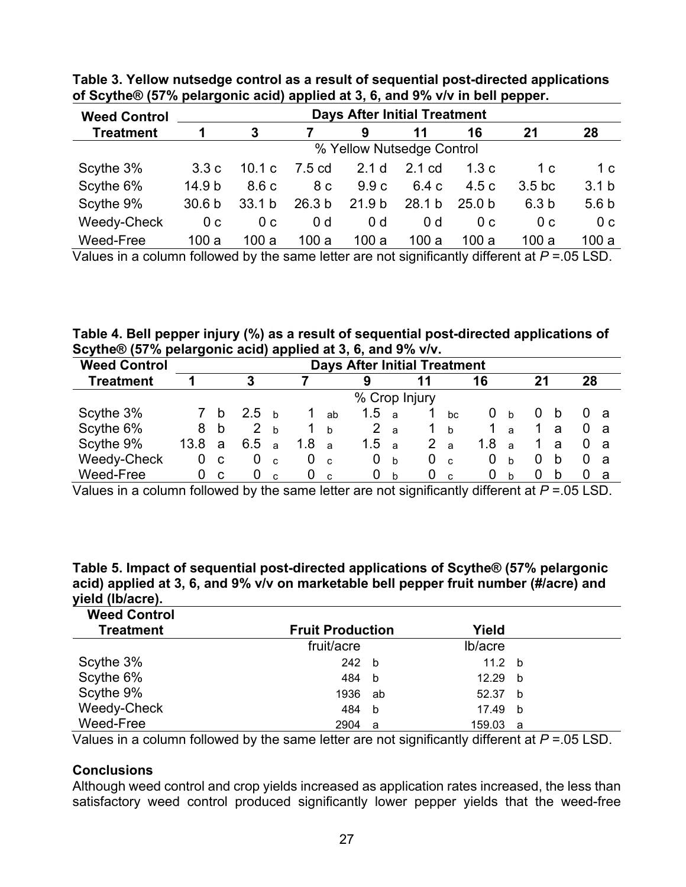**Table 3. Yellow nutsedge control as a result of sequential post-directed applications of Scythe® (57% pelargonic acid) applied at 3, 6, and 9% v/v in bell pepper.**

| Weed Control Treatment | Days After Initial Treatment | | | | | | | |
|---|---|---|---|---|---|---|---|---|
| | 1 | 3 | 7 | 9 | 11 | 16 | 21 | 28 |
| | % Yellow Nutsedge Control | | | | | | | |
| Scythe 3% | 3.3 c | 10.1 c | 7.5 cd | 2.1 d | 2.1 cd | 1.3 c | 1 c | 1 c |
| Scythe 6% | 14.9 b | 8.6 c | 8 c | 9.9 c | 6.4 c | 4.5 c | 3.5 bc | 3.1 b |
| Scythe 9% | 30.6 b | 33.1 b | 26.3 b | 21.9 b | 28.1 b | 25.0 b | 6.3 b | 5.6 b |
| Weedy-Check | 0 c | 0 c | 0 d | 0 d | 0 d | 0 c | 0 c | 0 c |
| Weed-Free | 100 a | 100 a | 100 a | 100 a | 100 a | 100 a | 100 a | 100 a |

Values in a column followed by the same letter are not significantly different at $P$ =.05 LSD.

**Table 4. Bell pepper injury (%) as a result of sequential post-directed applications of Scythe® (57% pelargonic acid) applied at 3, 6, and 9% v/v.**

| Weed Control Treatment | Days After Initial Treatment | | | | | | | |
|---|---|---|---|---|---|---|---|---|
| | 1 | 3 | 7 | 9 | 11 | 16 | 21 | 28 |
| | % Crop Injury | | | | | | | |
| Scythe 3% | 7 b | 2.5 b | 1 ab | 1.5 a | 1 bc | 0 b | 0 b | 0 a |
| Scythe 6% | 8 b | 2 b | 1 b | 2 a | 1 b | 1 a | 1 a | 0 a |
| Scythe 9% | 13.8 a | 6.5 a | 1.8 a | 1.5 a | 2 a | 1.8 a | 1 a | 0 a |
| Weedy-Check | 0 c | 0 c | 0 c | 0 b | 0 c | 0 b | 0 b | 0 a |
| Weed-Free | 0 c | 0 c | 0 c | 0 b | 0 c | 0 b | 0 b | 0 a |

Values in a column followed by the same letter are not significantly different at $P$ =.05 LSD.

**Table 5. Impact of sequential post-directed applications of Scythe® (57% pelargonic acid) applied at 3, 6, and 9% v/v on marketable bell pepper fruit number (#/acre) and yield (lb/acre).**

| Weed Control Treatment | Fruit Production | Yield |
|---|---|---|
| | fruit/acre | lb/acre |
| Scythe 3% | 242 b | 11.2 b |
| Scythe 6% | 484 b | 12.29 b |
| Scythe 9% | 1936 ab | 52.37 b |
| Weedy-Check | 484 b | 17.49 b |
| Weed-Free | 2904 a | 159.03 a |

Values in a column followed by the same letter are not significantly different at $P$ =.05 LSD.

**Conclusions**

Although weed control and crop yields increased as application rates increased, the less than satisfactory weed control produced significantly lower pepper yields that the weed-free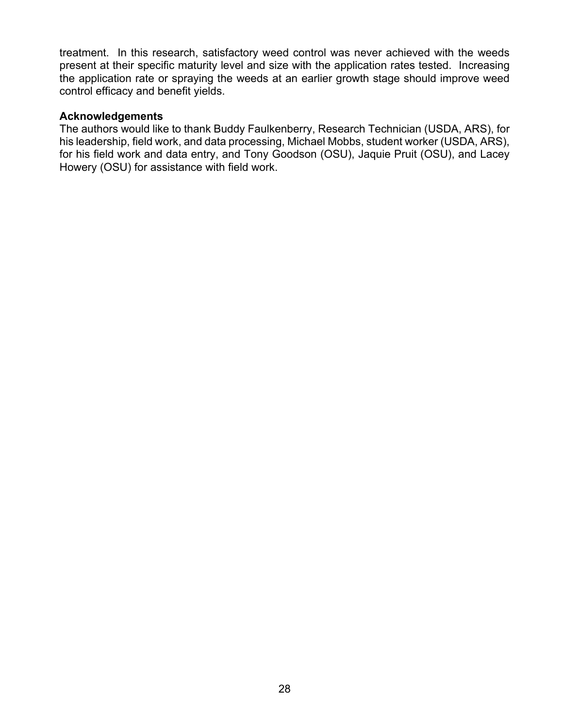treatment. In this research, satisfactory weed control was never achieved with the weeds present at their specific maturity level and size with the application rates tested. Increasing the application rate or spraying the weeds at an earlier growth stage should improve weed control efficacy and benefit yields.

**Acknowledgements**

The authors would like to thank Buddy Faulkenberry, Research Technician (USDA, ARS), for his leadership, field work, and data processing, Michael Mobbs, student worker (USDA, ARS), for his field work and data entry, and Tony Goodson (OSU), Jaquie Pruit (OSU), and Lacey Howery (OSU) for assistance with field work.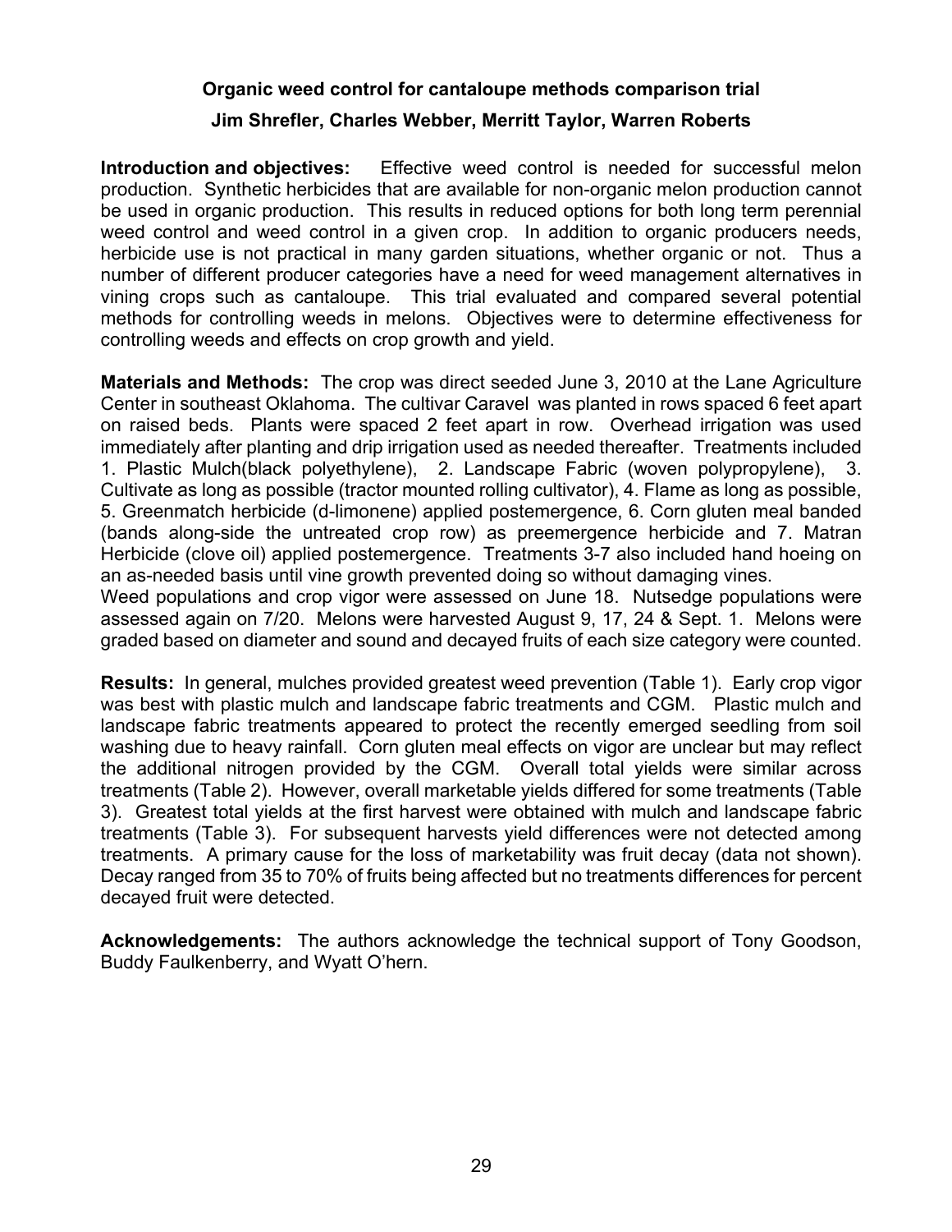# Organic weed control for cantaloupe methods comparison trial

**Jim Shrefler, Charles Webber, Merritt Taylor, Warren Roberts**

**Introduction and objectives:** Effective weed control is needed for successful melon production. Synthetic herbicides that are available for non-organic melon production cannot be used in organic production. This results in reduced options for both long term perennial weed control and weed control in a given crop. In addition to organic producers needs, herbicide use is not practical in many garden situations, whether organic or not. Thus a number of different producer categories have a need for weed management alternatives in vining crops such as cantaloupe. This trial evaluated and compared several potential methods for controlling weeds in melons. Objectives were to determine effectiveness for controlling weeds and effects on crop growth and yield.

**Materials and Methods:** The crop was direct seeded June 3, 2010 at the Lane Agriculture Center in southeast Oklahoma. The cultivar Caravel was planted in rows spaced 6 feet apart on raised beds. Plants were spaced 2 feet apart in row. Overhead irrigation was used immediately after planting and drip irrigation used as needed thereafter. Treatments included 1. Plastic Mulch(black polyethylene), 2. Landscape Fabric (woven polypropylene), 3. Cultivate as long as possible (tractor mounted rolling cultivator), 4. Flame as long as possible, 5. Greenmatch herbicide (d-limonene) applied postemergence, 6. Corn gluten meal banded (bands along-side the untreated crop row) as preemergence herbicide and 7. Matran Herbicide (clove oil) applied postemergence. Treatments 3-7 also included hand hoeing on an as-needed basis until vine growth prevented doing so without damaging vines.

Weed populations and crop vigor were assessed on June 18. Nutsedge populations were assessed again on 7/20. Melons were harvested August 9, 17, 24 & Sept. 1. Melons were graded based on diameter and sound and decayed fruits of each size category were counted.

**Results:** In general, mulches provided greatest weed prevention (Table 1). Early crop vigor was best with plastic mulch and landscape fabric treatments and CGM. Plastic mulch and landscape fabric treatments appeared to protect the recently emerged seedling from soil washing due to heavy rainfall. Corn gluten meal effects on vigor are unclear but may reflect the additional nitrogen provided by the CGM. Overall total yields were similar across treatments (Table 2). However, overall marketable yields differed for some treatments (Table 3). Greatest total yields at the first harvest were obtained with mulch and landscape fabric treatments (Table 3). For subsequent harvests yield differences were not detected among treatments. A primary cause for the loss of marketability was fruit decay (data not shown). Decay ranged from 35 to 70% of fruits being affected but no treatments differences for percent decayed fruit were detected.

**Acknowledgements:** The authors acknowledge the technical support of Tony Goodson, Buddy Faulkenberry, and Wyatt O'hern.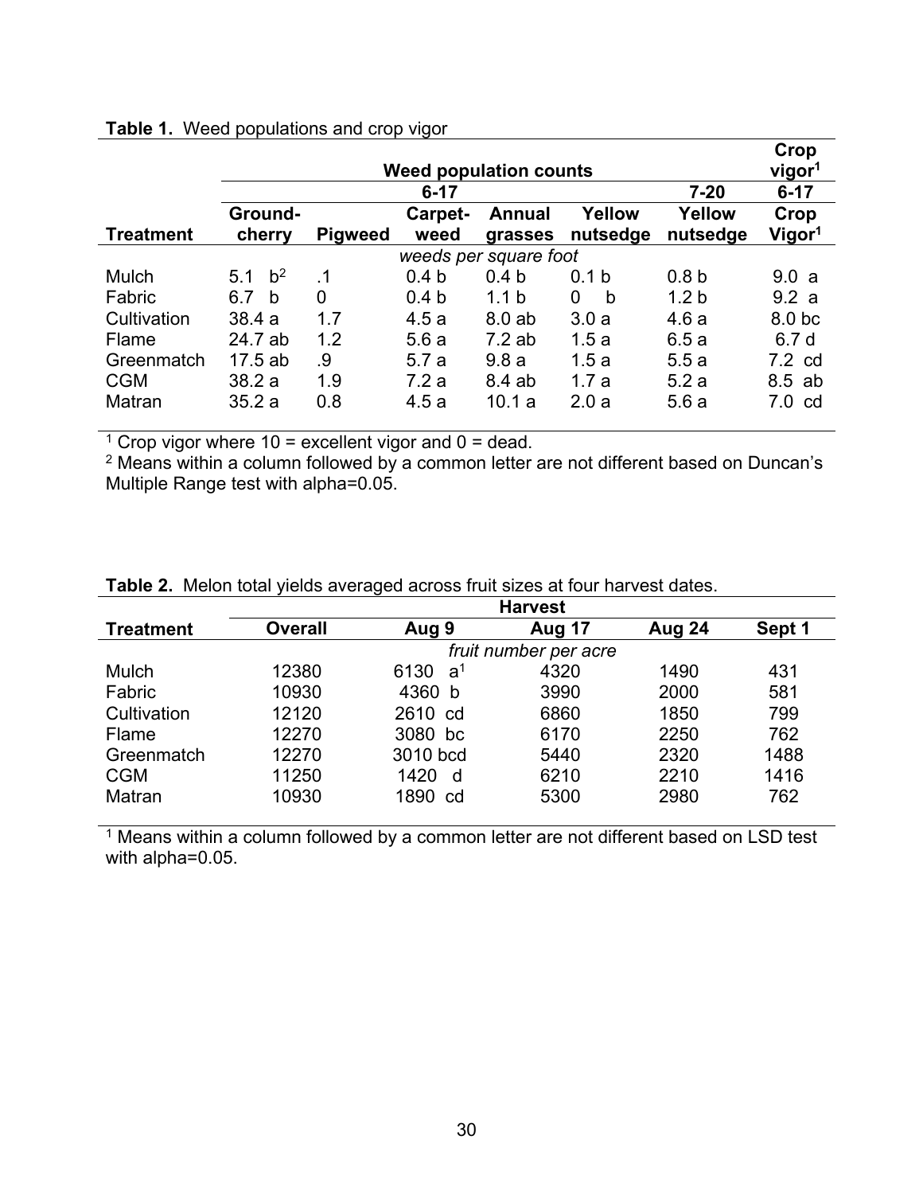**Table 1.** Weed populations and crop vigor

| | Weed population counts | | | | | | Crop vigor[1] |
|---|---|---|---|---|---|---|---|
| | 6-17 | | | | | 7-20 | 6-17 |
| Treatment | Ground-cherry | Pigweed | Carpet-weed | Annual grasses | Yellow nutsedge | Yellow nutsedge | Crop Vigor[1] |
| | *weeds per square foot* | | | | | | |
| Mulch | 5.1 b[2] | .1 | 0.4 b | 0.4 b | 0.1 b | 0.8 b | 9.0 a |
| Fabric | 6.7 b | 0 | 0.4 b | 1.1 b | 0 b | 1.2 b | 9.2 a |
| Cultivation | 38.4 a | 1.7 | 4.5 a | 8.0 ab | 3.0 a | 4.6 a | 8.0 bc |
| Flame | 24.7 ab | 1.2 | 5.6 a | 7.2 ab | 1.5 a | 6.5 a | 6.7 d |
| Greenmatch | 17.5 ab | .9 | 5.7 a | 9.8 a | 1.5 a | 5.5 a | 7.2 cd |
| CGM | 38.2 a | 1.9 | 7.2 a | 8.4 ab | 1.7 a | 5.2 a | 8.5 ab |
| Matran | 35.2 a | 0.8 | 4.5 a | 10.1 a | 2.0 a | 5.6 a | 7.0 cd |

[1] Crop vigor where 10 = excellent vigor and 0 = dead.
[2] Means within a column followed by a common letter are not different based on Duncan's Multiple Range test with alpha=0.05.

**Table 2.** Melon total yields averaged across fruit sizes at four harvest dates.

| | Harvest | | | | |
|---|---|---|---|---|---|
| Treatment | Overall | Aug 9 | Aug 17 | Aug 24 | Sept 1 |
| | *fruit number per acre* | | | | |
| Mulch | 12380 | 6130 a[1] | 4320 | 1490 | 431 |
| Fabric | 10930 | 4360 b | 3990 | 2000 | 581 |
| Cultivation | 12120 | 2610 cd | 6860 | 1850 | 799 |
| Flame | 12270 | 3080 bc | 6170 | 2250 | 762 |
| Greenmatch | 12270 | 3010 bcd | 5440 | 2320 | 1488 |
| CGM | 11250 | 1420 d | 6210 | 2210 | 1416 |
| Matran | 10930 | 1890 cd | 5300 | 2980 | 762 |

[1] Means within a column followed by a common letter are not different based on LSD test with alpha=0.05.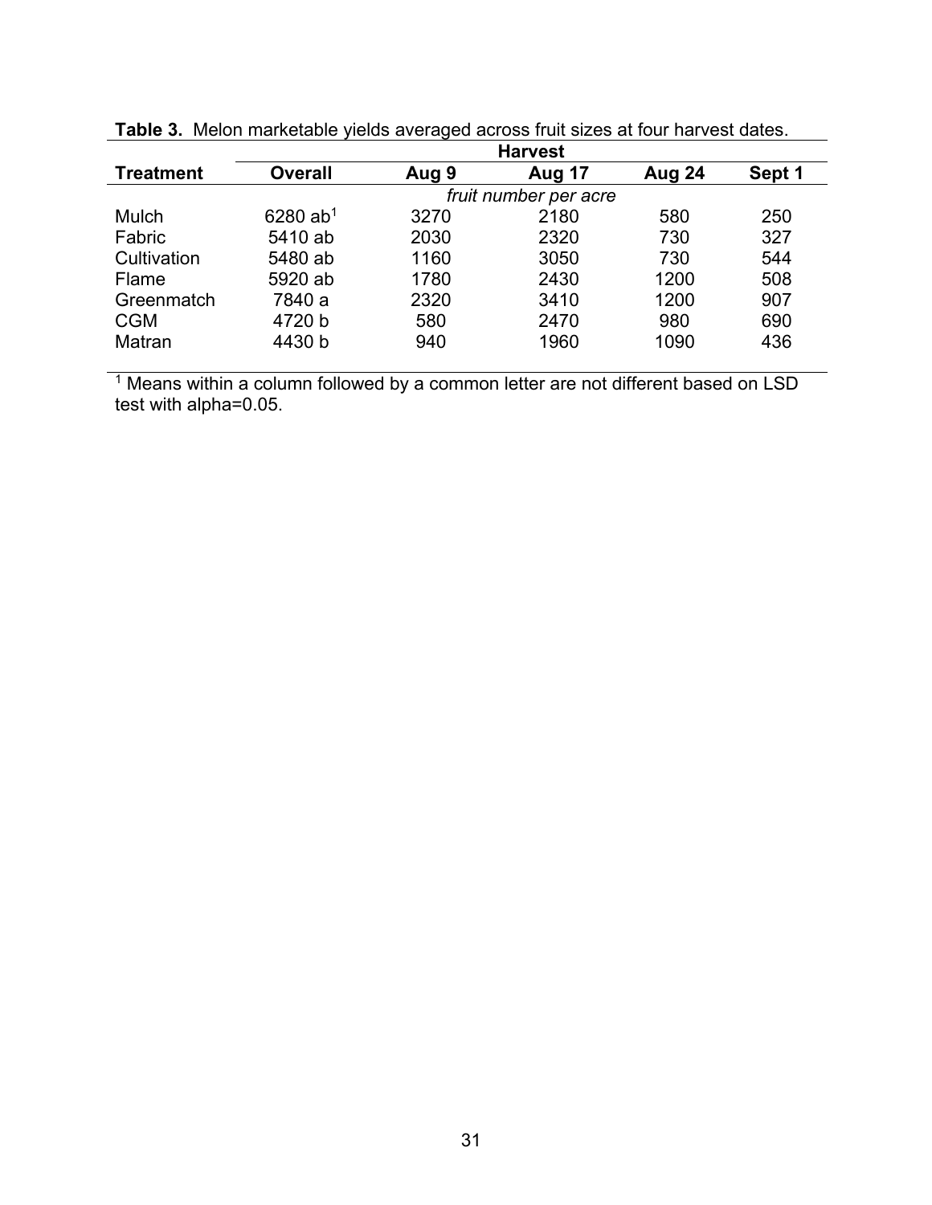**Table 3.** Melon marketable yields averaged across fruit sizes at four harvest dates.

| | Harvest | | | | |
|---|---|---|---|---|---|
| **Treatment** | **Overall** | **Aug 9** | **Aug 17** | **Aug 24** | **Sept 1** |
| | *fruit number per acre* | | | | |
| Mulch | 6280 ab[1] | 3270 | 2180 | 580 | 250 |
| Fabric | 5410 ab | 2030 | 2320 | 730 | 327 |
| Cultivation | 5480 ab | 1160 | 3050 | 730 | 544 |
| Flame | 5920 ab | 1780 | 2430 | 1200 | 508 |
| Greenmatch | 7840 a | 2320 | 3410 | 1200 | 907 |
| CGM | 4720 b | 580 | 2470 | 980 | 690 |
| Matran | 4430 b | 940 | 1960 | 1090 | 436 |

[1] Means within a column followed by a common letter are not different based on LSD test with alpha=0.05.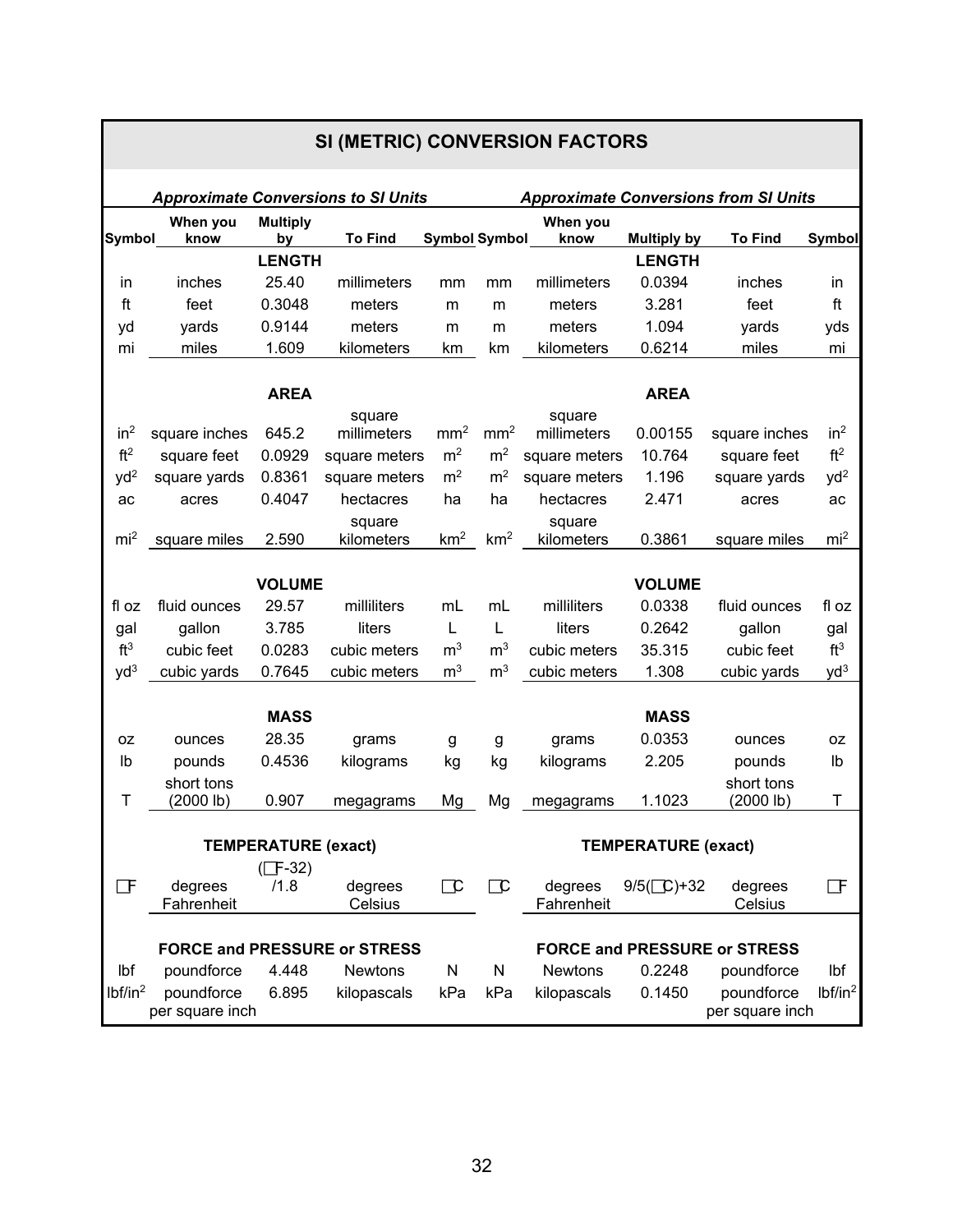## SI (METRIC) CONVERSION FACTORS

| Symbol | When you know | Multiply by | To Find | Symbol | Symbol | When you know | Multiply by | To Find | Symbol |
|---|---|---|---|---|---|---|---|---|---|
| | ***Approximate Conversions to SI Units*** | | | | | ***Approximate Conversions from SI Units*** | | | |
| | | **LENGTH** | | | | | **LENGTH** | | |
| in | inches | 25.40 | millimeters | mm | mm | millimeters | 0.0394 | inches | in |
| ft | feet | 0.3048 | meters | m | m | meters | 3.281 | feet | ft |
| yd | yards | 0.9144 | meters | m | m | meters | 1.094 | yards | yds |
| mi | miles | 1.609 | kilometers | km | km | kilometers | 0.6214 | miles | mi |
| | | **AREA** | | | | | **AREA** | | |
| $in^2$ | square inches | 645.2 | square millimeters | $mm^2$ | $mm^2$ | square millimeters | 0.00155 | square inches | $in^2$ |
| $ft^2$ | square feet | 0.0929 | square meters | $m^2$ | $m^2$ | square meters | 10.764 | square feet | $ft^2$ |
| $yd^2$ | square yards | 0.8361 | square meters | $m^2$ | $m^2$ | square meters | 1.196 | square yards | $yd^2$ |
| ac | acres | 0.4047 | hectacres | ha | ha | hectacres | 2.471 | acres | ac |
| $mi^2$ | square miles | 2.590 | square kilometers | $km^2$ | $km^2$ | square kilometers | 0.3861 | square miles | $mi^2$ |
| | | **VOLUME** | | | | | **VOLUME** | | |
| fl oz | fluid ounces | 29.57 | milliliters | mL | mL | milliliters | 0.0338 | fluid ounces | fl oz |
| gal | gallon | 3.785 | liters | L | L | liters | 0.2642 | gallon | gal |
| $ft^3$ | cubic feet | 0.0283 | cubic meters | $m^3$ | $m^3$ | cubic meters | 35.315 | cubic feet | $ft^3$ |
| $yd^3$ | cubic yards | 0.7645 | cubic meters | $m^3$ | $m^3$ | cubic meters | 1.308 | cubic yards | $yd^3$ |
| | | **MASS** | | | | | **MASS** | | |
| oz | ounces | 28.35 | grams | g | g | grams | 0.0353 | ounces | oz |
| lb | pounds | 0.4536 | kilograms | kg | kg | kilograms | 2.205 | pounds | lb |
| T | short tons (2000 lb) | 0.907 | megagrams | Mg | Mg | megagrams | 1.1023 | short tons (2000 lb) | T |
| | | **TEMPERATURE (exact)** | | | | | **TEMPERATURE (exact)** | | |
| °F | degrees Fahrenheit | (°F-32)/1.8 | degrees Celsius | °C | °C | degrees Fahrenheit | 9/5(°C)+32 | degrees Celsius | °F |
| | | **FORCE and PRESSURE or STRESS** | | | | | **FORCE and PRESSURE or STRESS** | | |
| lbf | poundforce | 4.448 | Newtons | N | N | Newtons | 0.2248 | poundforce | lbf |
| $lbf/in^2$ | poundforce per square inch | 6.895 | kilopascals | kPa | kPa | kilopascals | 0.1450 | poundforce per square inch | $lbf/in^2$ |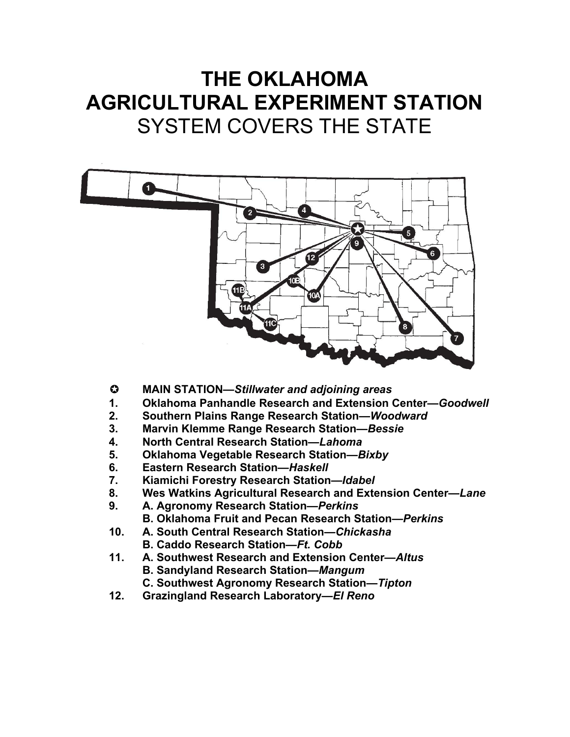# THE OKLAHOMA AGRICULTURAL EXPERIMENT STATION

## SYSTEM COVERS THE STATE

✪ **MAIN STATION—*Stillwater and adjoining areas***

1. **Oklahoma Panhandle Research and Extension Center—*Goodwell***
2. **Southern Plains Range Research Station—*Woodward***
3. **Marvin Klemme Range Research Station—*Bessie***
4. **North Central Research Station—*Lahoma***
5. **Oklahoma Vegetable Research Station—*Bixby***
6. **Eastern Research Station—*Haskell***
7. **Kiamichi Forestry Research Station—*Idabel***
8. **Wes Watkins Agricultural Research and Extension Center—*Lane***
9. **A. Agronomy Research Station—*Perkins***
   **B. Oklahoma Fruit and Pecan Research Station—*Perkins***
10. **A. South Central Research Station—*Chickasha***
    **B. Caddo Research Station—*Ft. Cobb***
11. **A. Southwest Research and Extension Center—*Altus***
    **B. Sandyland Research Station—*Mangum***
    **C. Southwest Agronomy Research Station—*Tipton***
12. **Grazingland Research Laboratory—*El Reno***